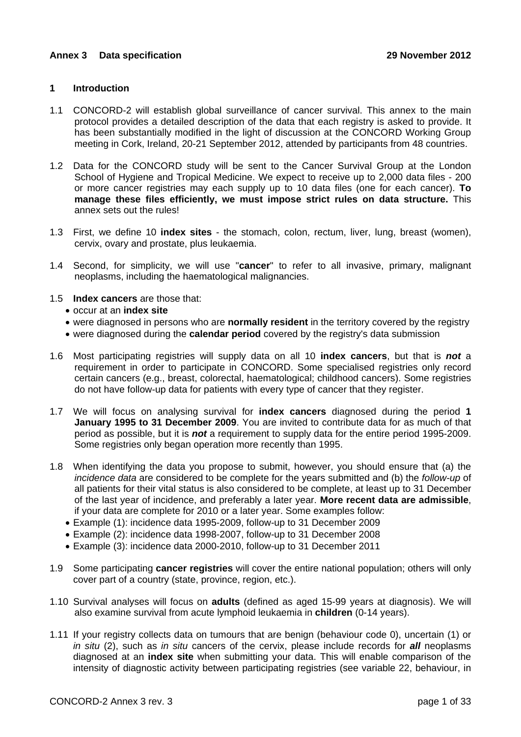**Annex 3 Data specification** **29 November 2012**

## 1 Introduction

1.1 CONCORD-2 will establish global surveillance of cancer survival. This annex to the main protocol provides a detailed description of the data that each registry is asked to provide. It has been substantially modified in the light of discussion at the CONCORD Working Group meeting in Cork, Ireland, 20-21 September 2012, attended by participants from 48 countries.

1.2 Data for the CONCORD study will be sent to the Cancer Survival Group at the London School of Hygiene and Tropical Medicine. We expect to receive up to 2,000 data files - 200 or more cancer registries may each supply up to 10 data files (one for each cancer). **To manage these files efficiently, we must impose strict rules on data structure.** This annex sets out the rules!

1.3 First, we define 10 **index sites** - the stomach, colon, rectum, liver, lung, breast (women), cervix, ovary and prostate, plus leukaemia.

1.4 Second, for simplicity, we will use "**cancer**" to refer to all invasive, primary, malignant neoplasms, including the haematological malignancies.

1.5 **Index cancers** are those that:

- occur at an **index site**
- were diagnosed in persons who are **normally resident** in the territory covered by the registry
- were diagnosed during the **calendar period** covered by the registry's data submission

1.6 Most participating registries will supply data on all 10 **index cancers**, but that is ***not*** a requirement in order to participate in CONCORD. Some specialised registries only record certain cancers (e.g., breast, colorectal, haematological; childhood cancers). Some registries do not have follow-up data for patients with every type of cancer that they register.

1.7 We will focus on analysing survival for **index cancers** diagnosed during the period **1 January 1995 to 31 December 2009**. You are invited to contribute data for as much of that period as possible, but it is ***not*** a requirement to supply data for the entire period 1995-2009. Some registries only began operation more recently than 1995.

1.8 When identifying the data you propose to submit, however, you should ensure that (a) the *incidence data* are considered to be complete for the years submitted and (b) the *follow-up* of all patients for their vital status is also considered to be complete, at least up to 31 December of the last year of incidence, and preferably a later year. **More recent data are admissible**, if your data are complete for 2010 or a later year. Some examples follow:

- Example (1): incidence data 1995-2009, follow-up to 31 December 2009
- Example (2): incidence data 1998-2007, follow-up to 31 December 2008
- Example (3): incidence data 2000-2010, follow-up to 31 December 2011

1.9 Some participating **cancer registries** will cover the entire national population; others will only cover part of a country (state, province, region, etc.).

1.10 Survival analyses will focus on **adults** (defined as aged 15-99 years at diagnosis). We will also examine survival from acute lymphoid leukaemia in **children** (0-14 years).

1.11 If your registry collects data on tumours that are benign (behaviour code 0), uncertain (1) or *in situ* (2), such as *in situ* cancers of the cervix, please include records for ***all*** neoplasms diagnosed at an **index site** when submitting your data. This will enable comparison of the intensity of diagnostic activity between participating registries (see variable 22, behaviour, in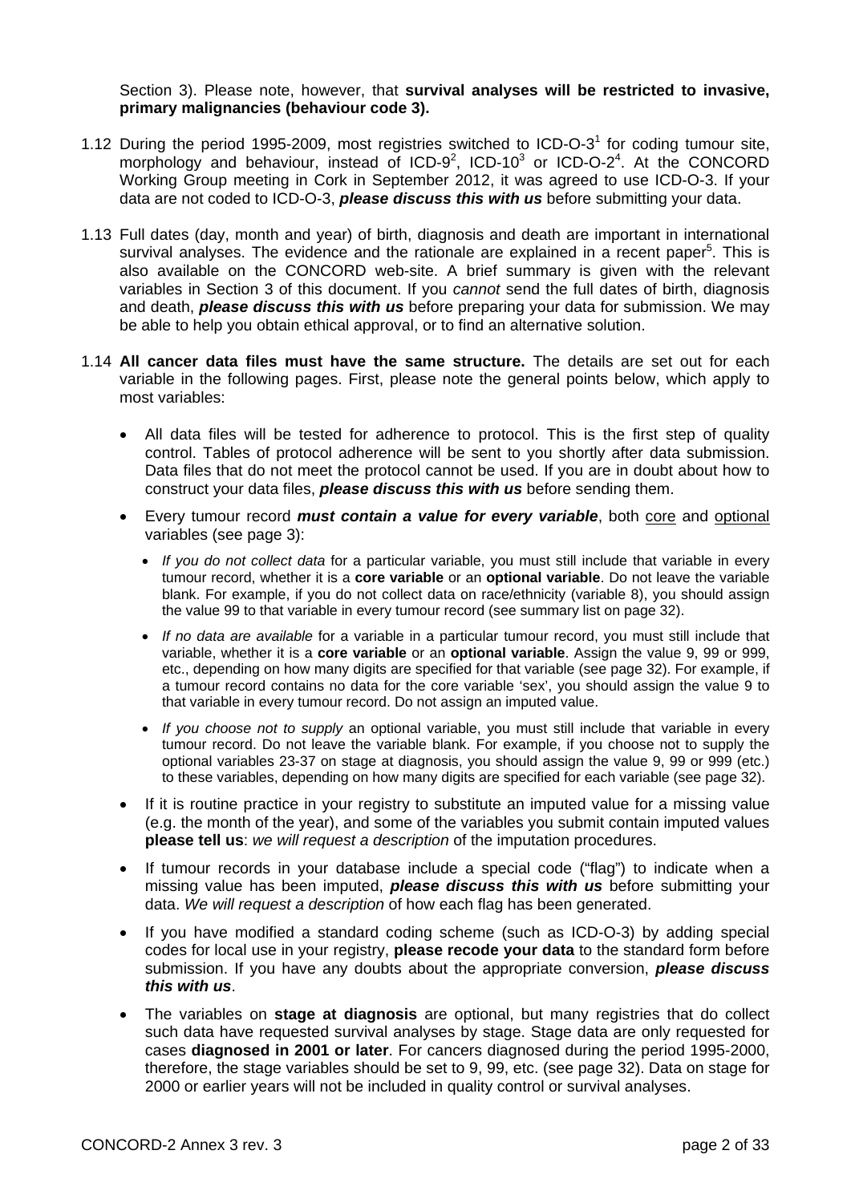Section 3). Please note, however, that **survival analyses will be restricted to invasive, primary malignancies (behaviour code 3).**

1.12 During the period 1995-2009, most registries switched to ICD-O-3[1] for coding tumour site, morphology and behaviour, instead of ICD-9[2], ICD-10[3] or ICD-O-2[4]. At the CONCORD Working Group meeting in Cork in September 2012, it was agreed to use ICD-O-3. If your data are not coded to ICD-O-3, ***please discuss this with us*** before submitting your data.

1.13 Full dates (day, month and year) of birth, diagnosis and death are important in international survival analyses. The evidence and the rationale are explained in a recent paper[5]. This is also available on the CONCORD web-site. A brief summary is given with the relevant variables in Section 3 of this document. If you *cannot* send the full dates of birth, diagnosis and death, ***please discuss this with us*** before preparing your data for submission. We may be able to help you obtain ethical approval, or to find an alternative solution.

1.14 **All cancer data files must have the same structure.** The details are set out for each variable in the following pages. First, please note the general points below, which apply to most variables:

- All data files will be tested for adherence to protocol. This is the first step of quality control. Tables of protocol adherence will be sent to you shortly after data submission. Data files that do not meet the protocol cannot be used. If you are in doubt about how to construct your data files, ***please discuss this with us*** before sending them.
- Every tumour record ***must contain a value for every variable***, both core and optional variables (see page 3):
  - *If you do not collect data* for a particular variable, you must still include that variable in every tumour record, whether it is a **core variable** or an **optional variable**. Do not leave the variable blank. For example, if you do not collect data on race/ethnicity (variable 8), you should assign the value 99 to that variable in every tumour record (see summary list on page 32).
  - *If no data are available* for a variable in a particular tumour record, you must still include that variable, whether it is a **core variable** or an **optional variable**. Assign the value 9, 99 or 999, etc., depending on how many digits are specified for that variable (see page 32). For example, if a tumour record contains no data for the core variable 'sex', you should assign the value 9 to that variable in every tumour record. Do not assign an imputed value.
  - *If you choose not to supply* an optional variable, you must still include that variable in every tumour record. Do not leave the variable blank. For example, if you choose not to supply the optional variables 23-37 on stage at diagnosis, you should assign the value 9, 99 or 999 (etc.) to these variables, depending on how many digits are specified for each variable (see page 32).
- If it is routine practice in your registry to substitute an imputed value for a missing value (e.g. the month of the year), and some of the variables you submit contain imputed values **please tell us**: *we will request a description* of the imputation procedures.
- If tumour records in your database include a special code ("flag") to indicate when a missing value has been imputed, ***please discuss this with us*** before submitting your data. *We will request a description* of how each flag has been generated.
- If you have modified a standard coding scheme (such as ICD-O-3) by adding special codes for local use in your registry, **please recode your data** to the standard form before submission. If you have any doubts about the appropriate conversion, ***please discuss this with us***.
- The variables on **stage at diagnosis** are optional, but many registries that do collect such data have requested survival analyses by stage. Stage data are only requested for cases **diagnosed in 2001 or later**. For cancers diagnosed during the period 1995-2000, therefore, the stage variables should be set to 9, 99, etc. (see page 32). Data on stage for 2000 or earlier years will not be included in quality control or survival analyses.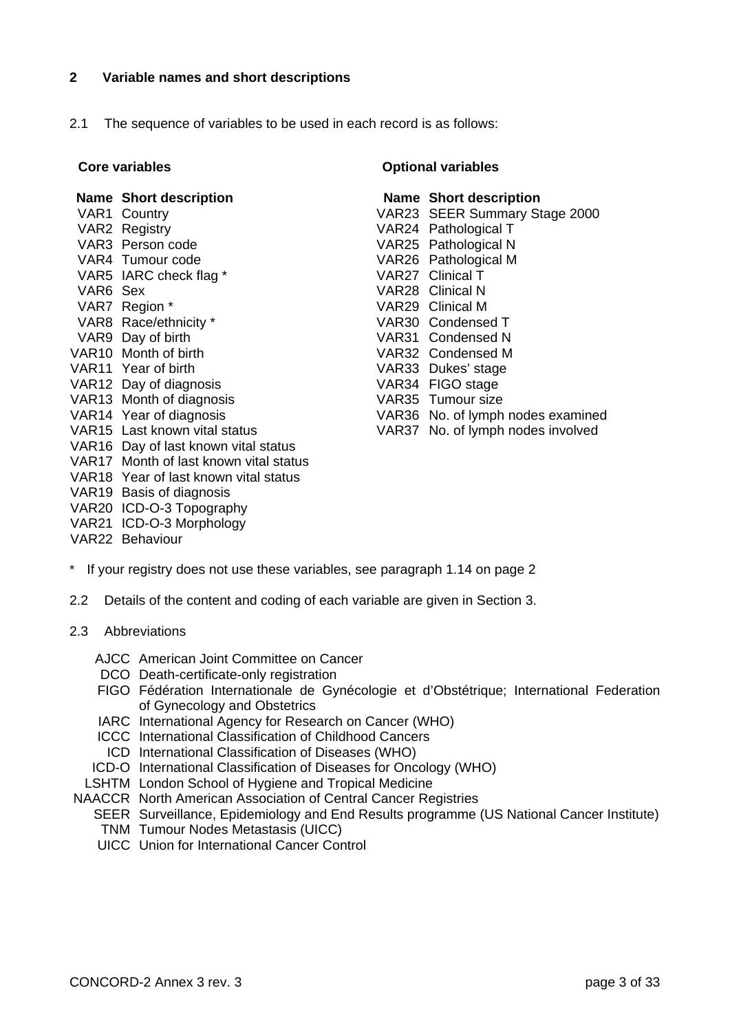## 2 Variable names and short descriptions

2.1 The sequence of variables to be used in each record is as follows:

**Core variables**

| Name | Short description |
|---|---|
| VAR1 | Country |
| VAR2 | Registry |
| VAR3 | Person code |
| VAR4 | Tumour code |
| VAR5 | IARC check flag * |
| VAR6 | Sex |
| VAR7 | Region * |
| VAR8 | Race/ethnicity * |
| VAR9 | Day of birth |
| VAR10 | Month of birth |
| VAR11 | Year of birth |
| VAR12 | Day of diagnosis |
| VAR13 | Month of diagnosis |
| VAR14 | Year of diagnosis |
| VAR15 | Last known vital status |
| VAR16 | Day of last known vital status |
| VAR17 | Month of last known vital status |
| VAR18 | Year of last known vital status |
| VAR19 | Basis of diagnosis |
| VAR20 | ICD-O-3 Topography |
| VAR21 | ICD-O-3 Morphology |
| VAR22 | Behaviour |

**Optional variables**

| Name | Short description |
|---|---|
| VAR23 | SEER Summary Stage 2000 |
| VAR24 | Pathological T |
| VAR25 | Pathological N |
| VAR26 | Pathological M |
| VAR27 | Clinical T |
| VAR28 | Clinical N |
| VAR29 | Clinical M |
| VAR30 | Condensed T |
| VAR31 | Condensed N |
| VAR32 | Condensed M |
| VAR33 | Dukes' stage |
| VAR34 | FIGO stage |
| VAR35 | Tumour size |
| VAR36 | No. of lymph nodes examined |
| VAR37 | No. of lymph nodes involved |

\* If your registry does not use these variables, see paragraph 1.14 on page 2

2.2 Details of the content and coding of each variable are given in Section 3.

2.3 Abbreviations

| | |
|---|---|
| AJCC | American Joint Committee on Cancer |
| DCO | Death-certificate-only registration |
| FIGO | Fédération Internationale de Gynécologie et d'Obstétrique; International Federation of Gynecology and Obstetrics |
| IARC | International Agency for Research on Cancer (WHO) |
| ICCC | International Classification of Childhood Cancers |
| ICD | International Classification of Diseases (WHO) |
| ICD-O | International Classification of Diseases for Oncology (WHO) |
| LSHTM | London School of Hygiene and Tropical Medicine |
| NAACCR | North American Association of Central Cancer Registries |
| SEER | Surveillance, Epidemiology and End Results programme (US National Cancer Institute) |
| TNM | Tumour Nodes Metastasis (UICC) |
| UICC | Union for International Cancer Control |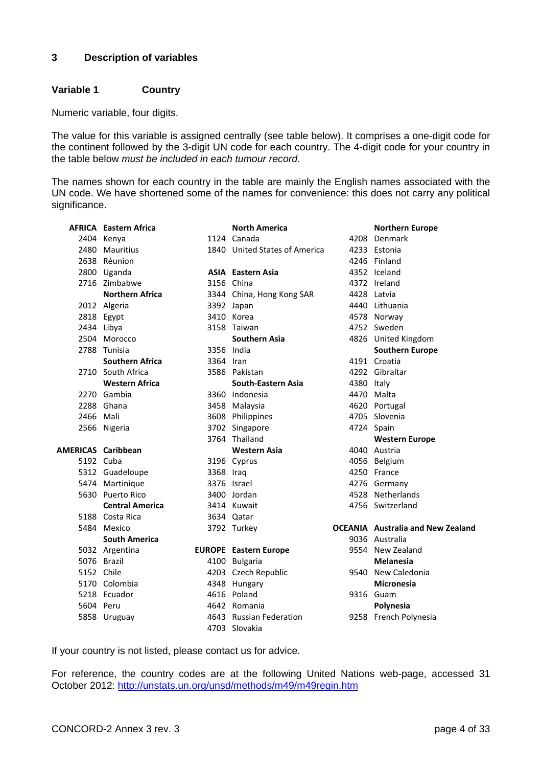## 3 Description of variables

### Variable 1 Country

Numeric variable, four digits.

The value for this variable is assigned centrally (see table below). It comprises a one-digit code for the continent followed by the 3-digit UN code for each country. The 4-digit code for your country in the table below *must be included in each tumour record*.

The names shown for each country in the table are mainly the English names associated with the UN code. We have shortened some of the names for convenience: this does not carry any political significance.

| Code | Country |
|---|---|
| **AFRICA** | **Eastern Africa** |
| 2404 | Kenya |
| 2480 | Mauritius |
| 2638 | Réunion |
| 2800 | Uganda |
| 2716 | Zimbabwe |
| | **Northern Africa** |
| 2012 | Algeria |
| 2818 | Egypt |
| 2434 | Libya |
| 2504 | Morocco |
| 2788 | Tunisia |
| | **Southern Africa** |
| 2710 | South Africa |
| | **Western Africa** |
| 2270 | Gambia |
| 2288 | Ghana |
| 2466 | Mali |
| 2566 | Nigeria |
| **AMERICAS** | **Caribbean** |
| 5192 | Cuba |
| 5312 | Guadeloupe |
| 5474 | Martinique |
| 5630 | Puerto Rico |
| | **Central America** |
| 5188 | Costa Rica |
| 5484 | Mexico |
| | **South America** |
| 5032 | Argentina |
| 5076 | Brazil |
| 5152 | Chile |
| 5170 | Colombia |
| 5218 | Ecuador |
| 5604 | Peru |
| 5858 | Uruguay |
| | **North America** |
| 1124 | Canada |
| 1840 | United States of America |
| **ASIA** | **Eastern Asia** |
| 3156 | China |
| 3344 | China, Hong Kong SAR |
| 3392 | Japan |
| 3410 | Korea |
| 3158 | Taiwan |
| | **Southern Asia** |
| 3356 | India |
| 3364 | Iran |
| 3586 | Pakistan |
| | **South-Eastern Asia** |
| 3360 | Indonesia |
| 3458 | Malaysia |
| 3608 | Philippines |
| 3702 | Singapore |
| 3764 | Thailand |
| | **Western Asia** |
| 3196 | Cyprus |
| 3368 | Iraq |
| 3376 | Israel |
| 3400 | Jordan |
| 3414 | Kuwait |
| 3634 | Qatar |
| 3792 | Turkey |
| **EUROPE** | **Eastern Europe** |
| 4100 | Bulgaria |
| 4203 | Czech Republic |
| 4348 | Hungary |
| 4616 | Poland |
| 4642 | Romania |
| 4643 | Russian Federation |
| 4703 | Slovakia |
| | **Northern Europe** |
| 4208 | Denmark |
| 4233 | Estonia |
| 4246 | Finland |
| 4352 | Iceland |
| 4372 | Ireland |
| 4428 | Latvia |
| 4440 | Lithuania |
| 4578 | Norway |
| 4752 | Sweden |
| 4826 | United Kingdom |
| | **Southern Europe** |
| 4191 | Croatia |
| 4292 | Gibraltar |
| 4380 | Italy |
| 4470 | Malta |
| 4620 | Portugal |
| 4705 | Slovenia |
| 4724 | Spain |
| | **Western Europe** |
| 4040 | Austria |
| 4056 | Belgium |
| 4250 | France |
| 4276 | Germany |
| 4528 | Netherlands |
| 4756 | Switzerland |
| **OCEANIA** | **Australia and New Zealand** |
| 9036 | Australia |
| 9554 | New Zealand |
| | **Melanesia** |
| 9540 | New Caledonia |
| | **Micronesia** |
| 9316 | Guam |
| | **Polynesia** |
| 9258 | French Polynesia |

If your country is not listed, please contact us for advice.

For reference, the country codes are at the following United Nations web-page, accessed 31 October 2012: http://unstats.un.org/unsd/methods/m49/m49regin.htm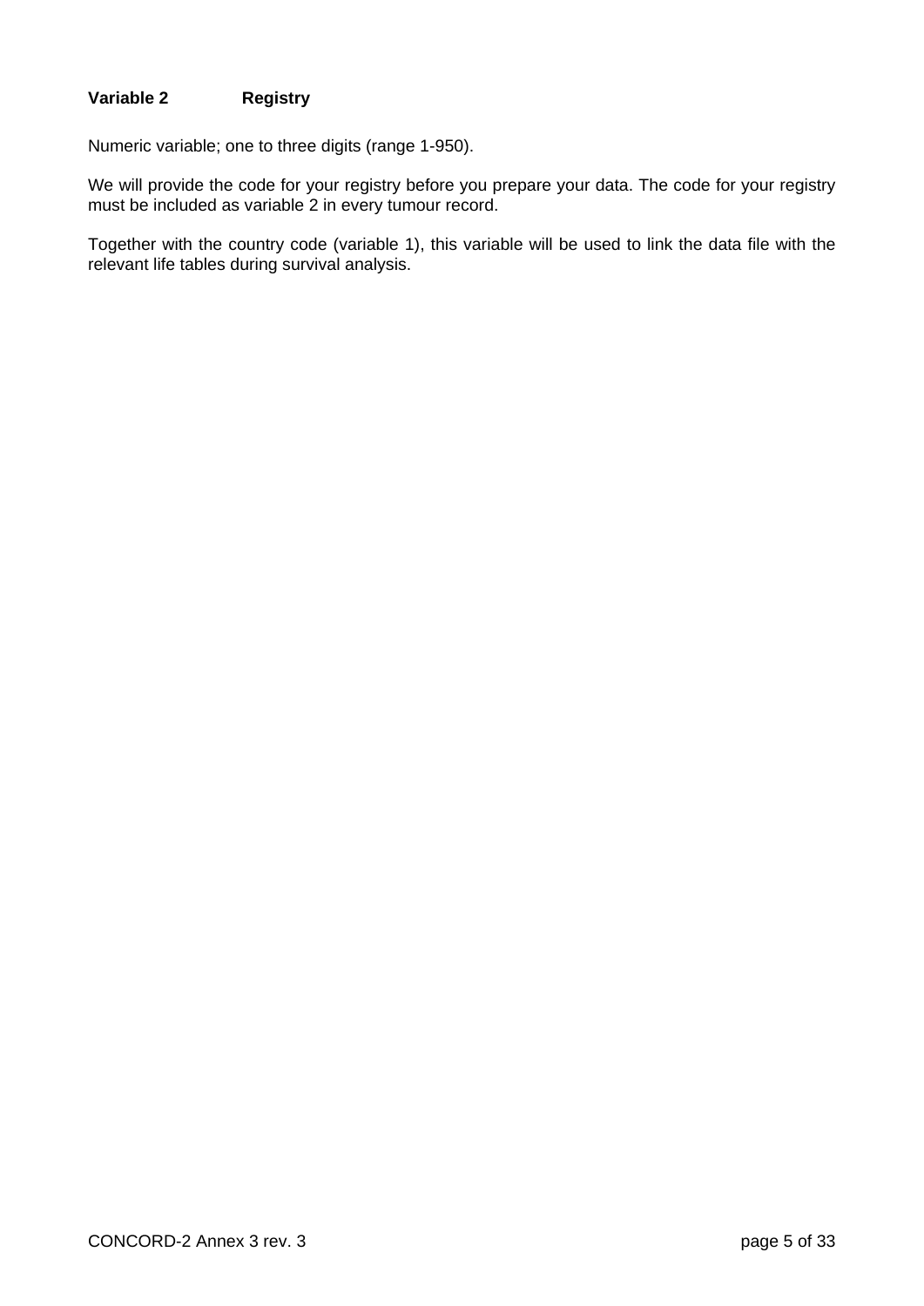**Variable 2 Registry**

Numeric variable; one to three digits (range 1-950).

We will provide the code for your registry before you prepare your data. The code for your registry must be included as variable 2 in every tumour record.

Together with the country code (variable 1), this variable will be used to link the data file with the relevant life tables during survival analysis.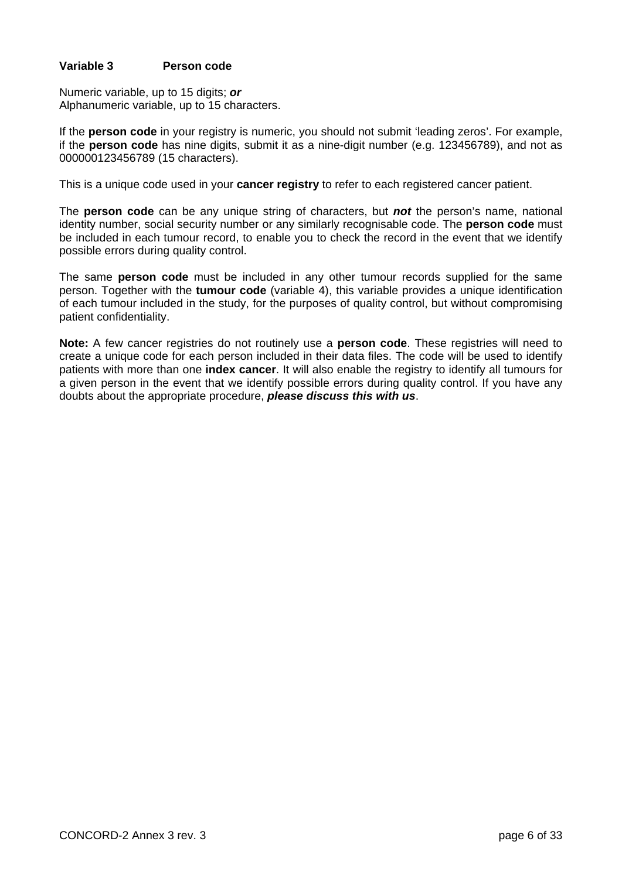**Variable 3 Person code**

Numeric variable, up to 15 digits; ***or***
Alphanumeric variable, up to 15 characters.

If the **person code** in your registry is numeric, you should not submit 'leading zeros'. For example, if the **person code** has nine digits, submit it as a nine-digit number (e.g. 123456789), and not as 000000123456789 (15 characters).

This is a unique code used in your **cancer registry** to refer to each registered cancer patient.

The **person code** can be any unique string of characters, but ***not*** the person's name, national identity number, social security number or any similarly recognisable code. The **person code** must be included in each tumour record, to enable you to check the record in the event that we identify possible errors during quality control.

The same **person code** must be included in any other tumour records supplied for the same person. Together with the **tumour code** (variable 4), this variable provides a unique identification of each tumour included in the study, for the purposes of quality control, but without compromising patient confidentiality.

**Note:** A few cancer registries do not routinely use a **person code**. These registries will need to create a unique code for each person included in their data files. The code will be used to identify patients with more than one **index cancer**. It will also enable the registry to identify all tumours for a given person in the event that we identify possible errors during quality control. If you have any doubts about the appropriate procedure, ***please discuss this with us***.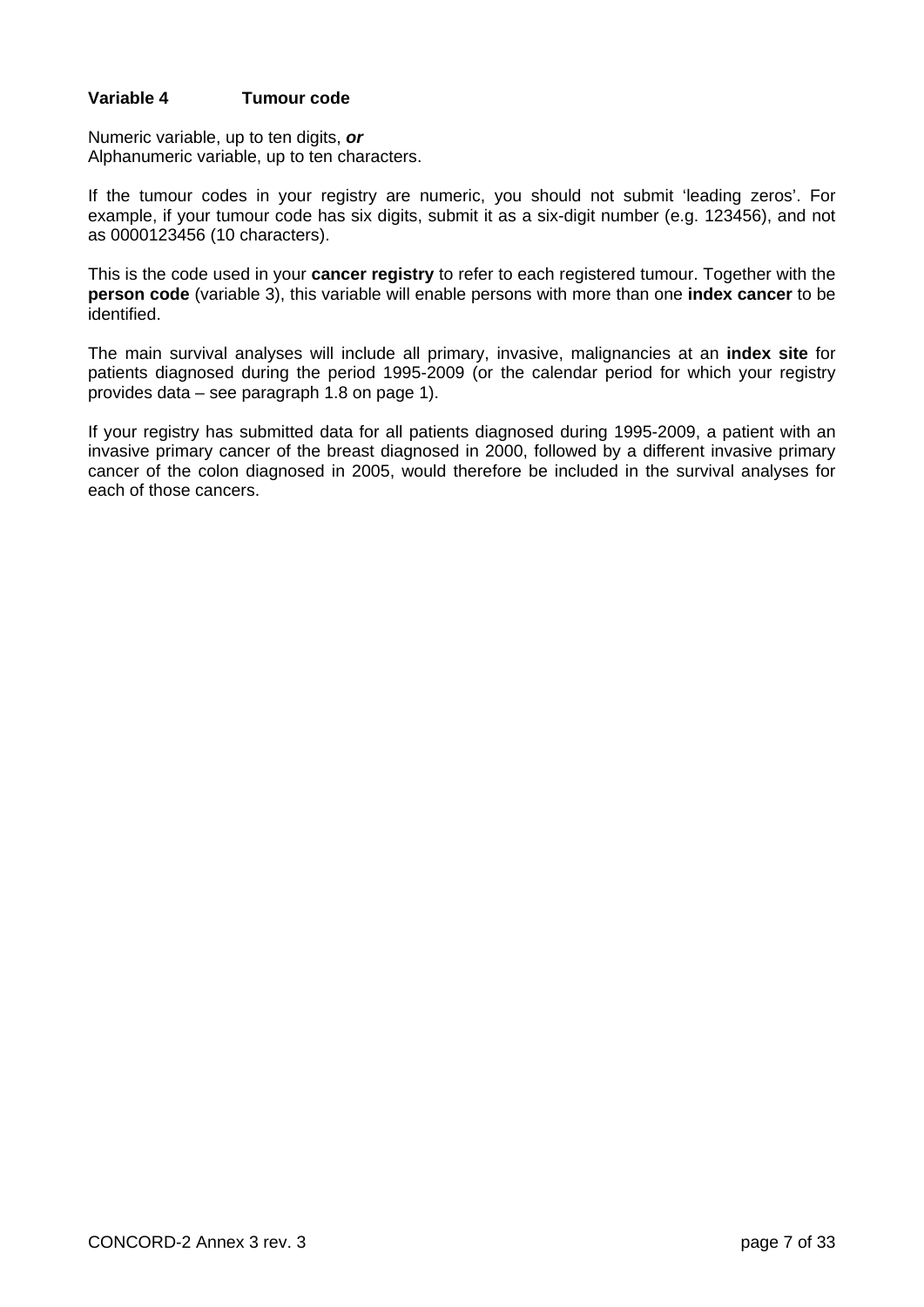**Variable 4 Tumour code**

Numeric variable, up to ten digits, ***or***
Alphanumeric variable, up to ten characters.

If the tumour codes in your registry are numeric, you should not submit 'leading zeros'. For example, if your tumour code has six digits, submit it as a six-digit number (e.g. 123456), and not as 0000123456 (10 characters).

This is the code used in your **cancer registry** to refer to each registered tumour. Together with the **person code** (variable 3), this variable will enable persons with more than one **index cancer** to be identified.

The main survival analyses will include all primary, invasive, malignancies at an **index site** for patients diagnosed during the period 1995-2009 (or the calendar period for which your registry provides data – see paragraph 1.8 on page 1).

If your registry has submitted data for all patients diagnosed during 1995-2009, a patient with an invasive primary cancer of the breast diagnosed in 2000, followed by a different invasive primary cancer of the colon diagnosed in 2005, would therefore be included in the survival analyses for each of those cancers.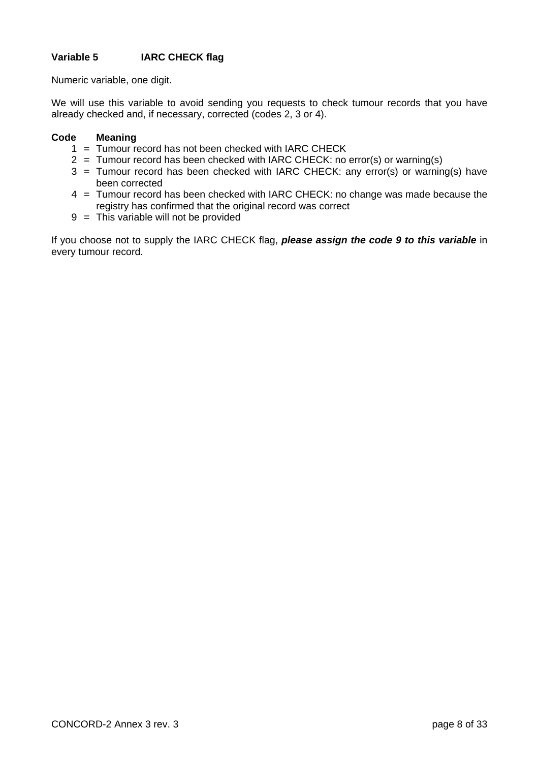### Variable 5 IARC CHECK flag

Numeric variable, one digit.

We will use this variable to avoid sending you requests to check tumour records that you have already checked and, if necessary, corrected (codes 2, 3 or 4).

| Code | | Meaning |
|---|---|---|
| 1 | = | Tumour record has not been checked with IARC CHECK |
| 2 | = | Tumour record has been checked with IARC CHECK: no error(s) or warning(s) |
| 3 | = | Tumour record has been checked with IARC CHECK: any error(s) or warning(s) have been corrected |
| 4 | = | Tumour record has been checked with IARC CHECK: no change was made because the registry has confirmed that the original record was correct |
| 9 | = | This variable will not be provided |

If you choose not to supply the IARC CHECK flag, ***please assign the code 9 to this variable*** in every tumour record.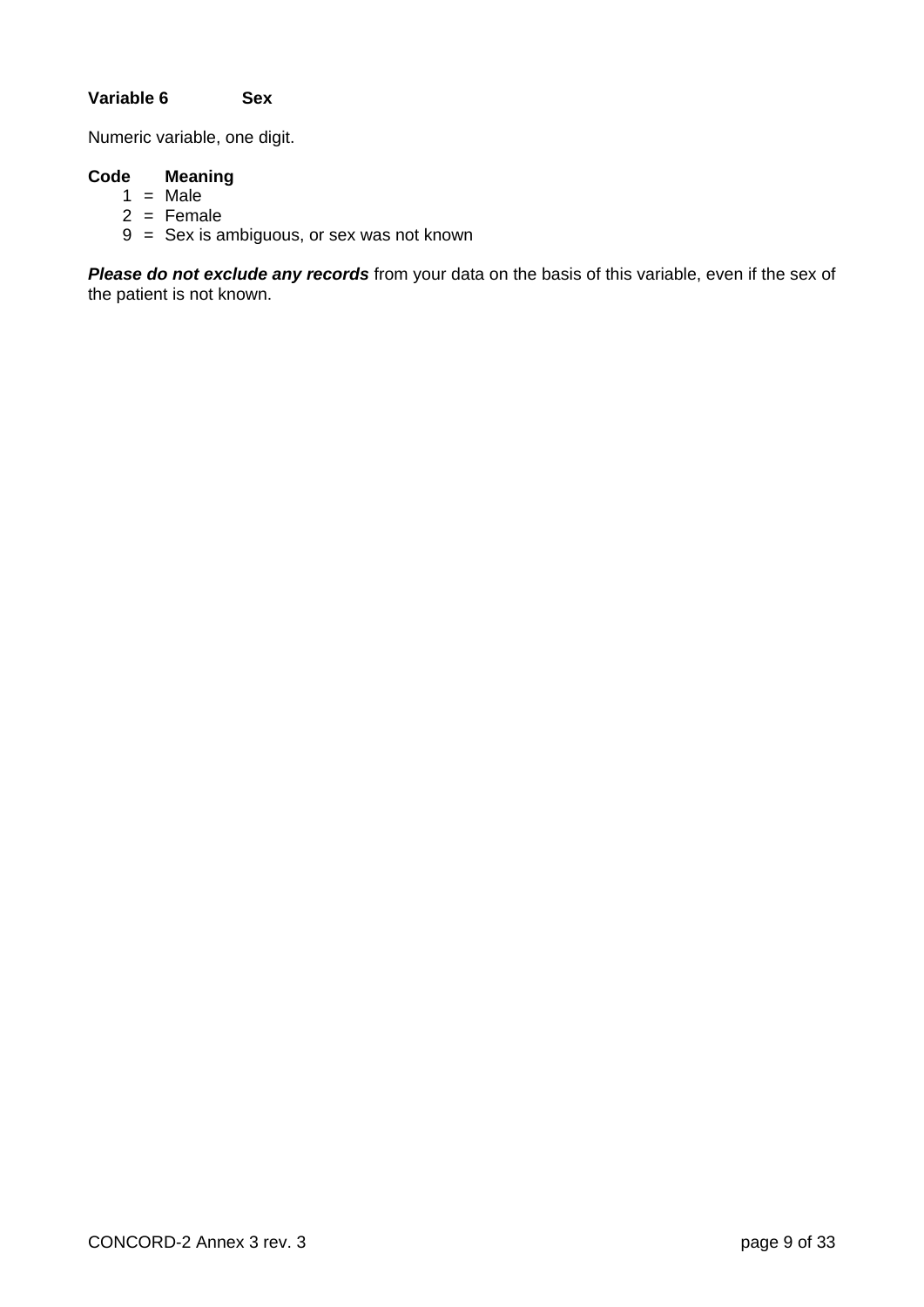**Variable 6 Sex**

Numeric variable, one digit.

| Code | Meaning |
|---|---|
| 1 | = Male |
| 2 | = Female |
| 9 | = Sex is ambiguous, or sex was not known |

***Please do not exclude any records*** from your data on the basis of this variable, even if the sex of the patient is not known.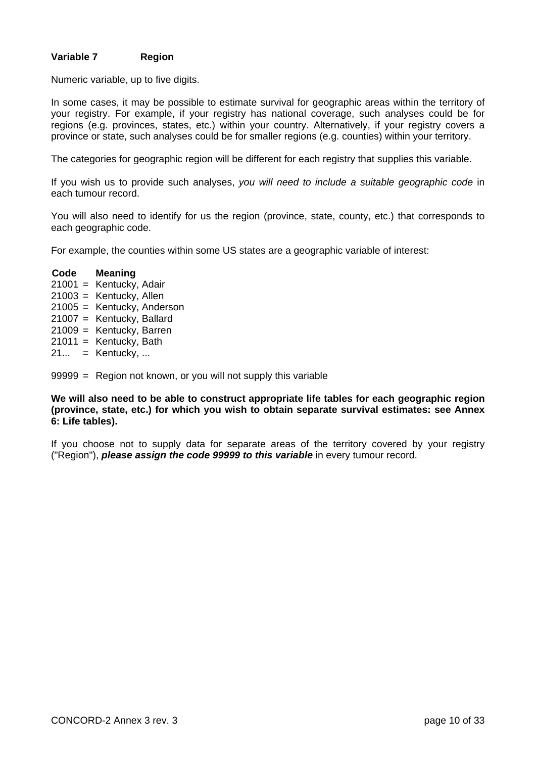### Variable 7 Region

Numeric variable, up to five digits.

In some cases, it may be possible to estimate survival for geographic areas within the territory of your registry. For example, if your registry has national coverage, such analyses could be for regions (e.g. provinces, states, etc.) within your country. Alternatively, if your registry covers a province or state, such analyses could be for smaller regions (e.g. counties) within your territory.

The categories for geographic region will be different for each registry that supplies this variable.

If you wish us to provide such analyses, *you will need to include a suitable geographic code* in each tumour record.

You will also need to identify for us the region (province, state, county, etc.) that corresponds to each geographic code.

For example, the counties within some US states are a geographic variable of interest:

| Code | | Meaning |
|---|---|---|
| 21001 | = | Kentucky, Adair |
| 21003 | = | Kentucky, Allen |
| 21005 | = | Kentucky, Anderson |
| 21007 | = | Kentucky, Ballard |
| 21009 | = | Kentucky, Barren |
| 21011 | = | Kentucky, Bath |
| 21... | = | Kentucky, ... |

99999 = Region not known, or you will not supply this variable

**We will also need to be able to construct appropriate life tables for each geographic region (province, state, etc.) for which you wish to obtain separate survival estimates: see Annex 6: Life tables).**

If you choose not to supply data for separate areas of the territory covered by your registry ("Region"), ***please assign the code 99999 to this variable*** in every tumour record.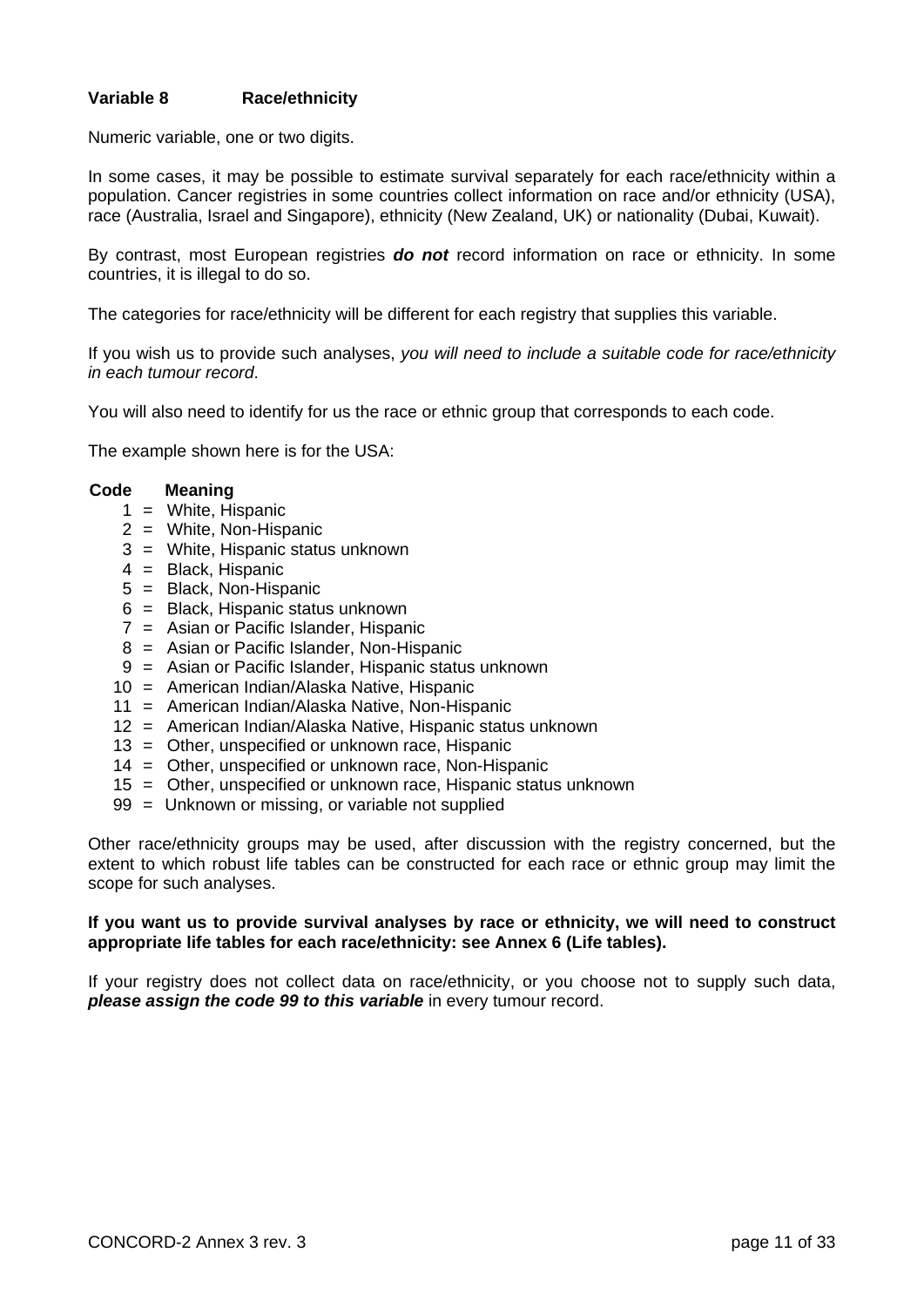**Variable 8 Race/ethnicity**

Numeric variable, one or two digits.

In some cases, it may be possible to estimate survival separately for each race/ethnicity within a population. Cancer registries in some countries collect information on race and/or ethnicity (USA), race (Australia, Israel and Singapore), ethnicity (New Zealand, UK) or nationality (Dubai, Kuwait).

By contrast, most European registries ***do not*** record information on race or ethnicity. In some countries, it is illegal to do so.

The categories for race/ethnicity will be different for each registry that supplies this variable.

If you wish us to provide such analyses, *you will need to include a suitable code for race/ethnicity in each tumour record.*

You will also need to identify for us the race or ethnic group that corresponds to each code.

The example shown here is for the USA:

| Code | | Meaning |
|---|---|---|
| 1 | = | White, Hispanic |
| 2 | = | White, Non-Hispanic |
| 3 | = | White, Hispanic status unknown |
| 4 | = | Black, Hispanic |
| 5 | = | Black, Non-Hispanic |
| 6 | = | Black, Hispanic status unknown |
| 7 | = | Asian or Pacific Islander, Hispanic |
| 8 | = | Asian or Pacific Islander, Non-Hispanic |
| 9 | = | Asian or Pacific Islander, Hispanic status unknown |
| 10 | = | American Indian/Alaska Native, Hispanic |
| 11 | = | American Indian/Alaska Native, Non-Hispanic |
| 12 | = | American Indian/Alaska Native, Hispanic status unknown |
| 13 | = | Other, unspecified or unknown race, Hispanic |
| 14 | = | Other, unspecified or unknown race, Non-Hispanic |
| 15 | = | Other, unspecified or unknown race, Hispanic status unknown |
| 99 | = | Unknown or missing, or variable not supplied |

Other race/ethnicity groups may be used, after discussion with the registry concerned, but the extent to which robust life tables can be constructed for each race or ethnic group may limit the scope for such analyses.

**If you want us to provide survival analyses by race or ethnicity, we will need to construct appropriate life tables for each race/ethnicity: see Annex 6 (Life tables).**

If your registry does not collect data on race/ethnicity, or you choose not to supply such data, ***please assign the code 99 to this variable*** in every tumour record.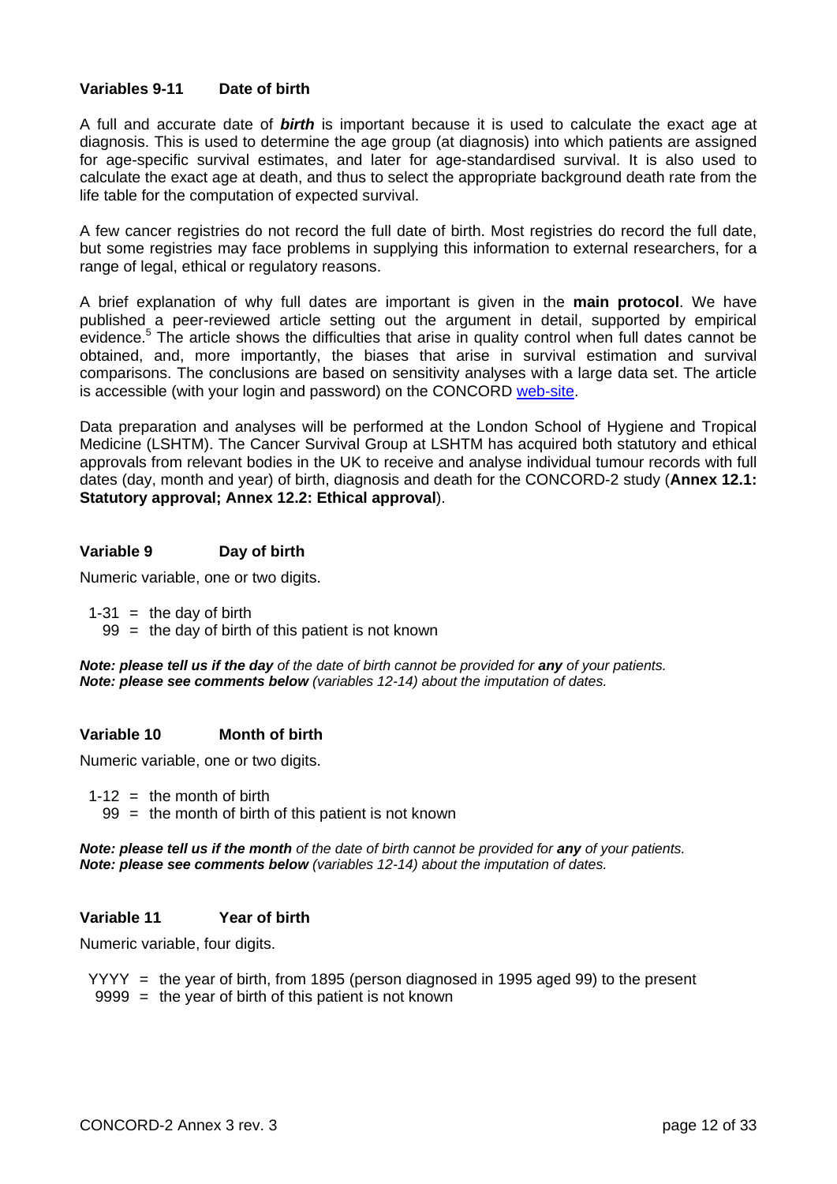### Variables 9-11 Date of birth

A full and accurate date of ***birth*** is important because it is used to calculate the exact age at diagnosis. This is used to determine the age group (at diagnosis) into which patients are assigned for age-specific survival estimates, and later for age-standardised survival. It is also used to calculate the exact age at death, and thus to select the appropriate background death rate from the life table for the computation of expected survival.

A few cancer registries do not record the full date of birth. Most registries do record the full date, but some registries may face problems in supplying this information to external researchers, for a range of legal, ethical or regulatory reasons.

A brief explanation of why full dates are important is given in the **main protocol**. We have published a peer-reviewed article setting out the argument in detail, supported by empirical evidence.[5] The article shows the difficulties that arise in quality control when full dates cannot be obtained, and, more importantly, the biases that arise in survival estimation and survival comparisons. The conclusions are based on sensitivity analyses with a large data set. The article is accessible (with your login and password) on the CONCORD web-site.

Data preparation and analyses will be performed at the London School of Hygiene and Tropical Medicine (LSHTM). The Cancer Survival Group at LSHTM has acquired both statutory and ethical approvals from relevant bodies in the UK to receive and analyse individual tumour records with full dates (day, month and year) of birth, diagnosis and death for the CONCORD-2 study (**Annex 12.1: Statutory approval; Annex 12.2: Ethical approval**).

### Variable 9 Day of birth

Numeric variable, one or two digits.

- 1-31 = the day of birth
- 99 = the day of birth of this patient is not known

***Note: please tell us if the day** of the date of birth cannot be provided for **any** of your patients.*
***Note: please see comments below** (variables 12-14) about the imputation of dates.*

### Variable 10 Month of birth

Numeric variable, one or two digits.

- 1-12 = the month of birth
- 99 = the month of birth of this patient is not known

***Note: please tell us if the month** of the date of birth cannot be provided for **any** of your patients.*
***Note: please see comments below** (variables 12-14) about the imputation of dates.*

### Variable 11 Year of birth

Numeric variable, four digits.

- YYYY = the year of birth, from 1895 (person diagnosed in 1995 aged 99) to the present
- 9999 = the year of birth of this patient is not known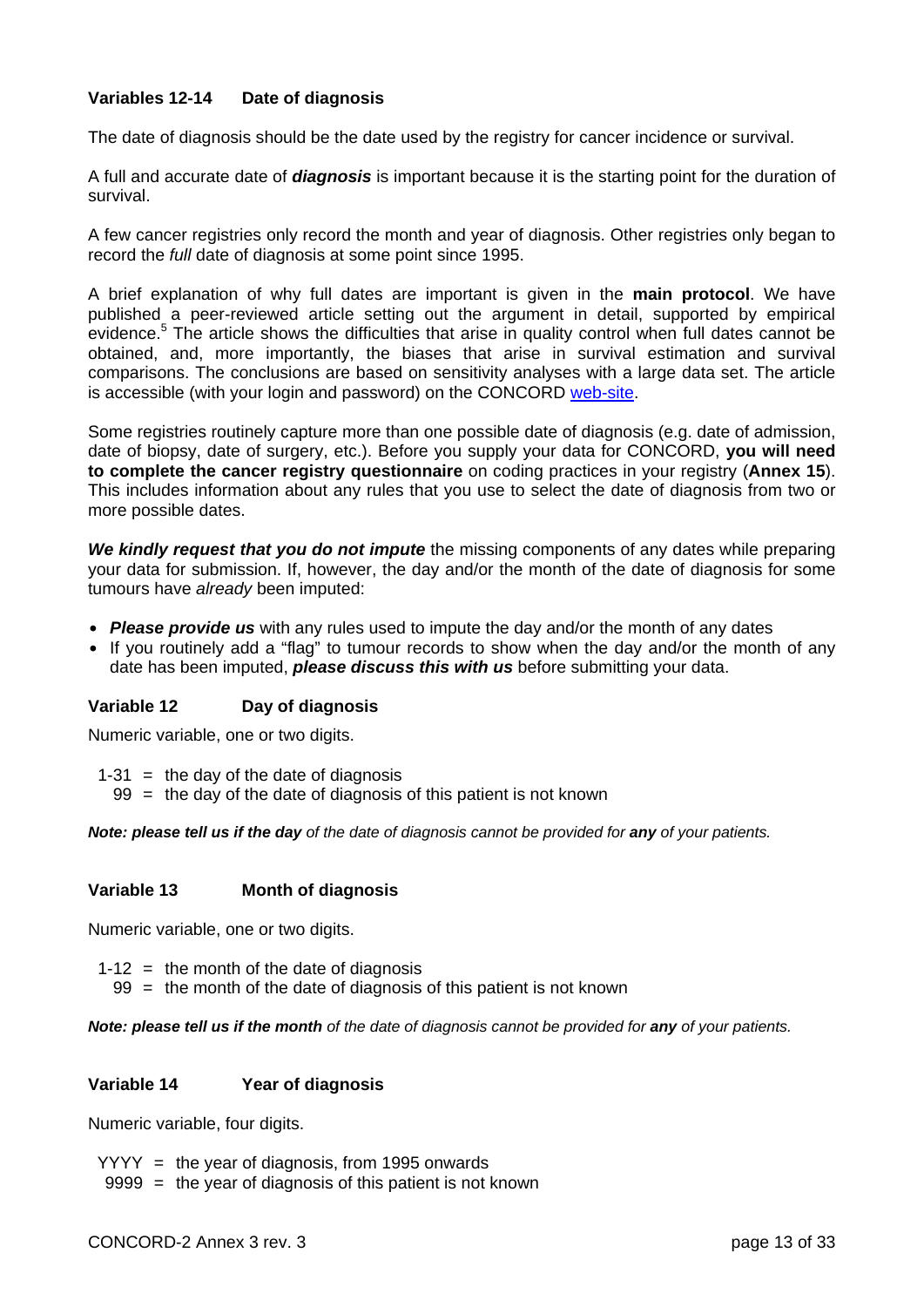### Variables 12-14 Date of diagnosis

The date of diagnosis should be the date used by the registry for cancer incidence or survival.

A full and accurate date of ***diagnosis*** is important because it is the starting point for the duration of survival.

A few cancer registries only record the month and year of diagnosis. Other registries only began to record the *full* date of diagnosis at some point since 1995.

A brief explanation of why full dates are important is given in the **main protocol**. We have published a peer-reviewed article setting out the argument in detail, supported by empirical evidence.[5] The article shows the difficulties that arise in quality control when full dates cannot be obtained, and, more importantly, the biases that arise in survival estimation and survival comparisons. The conclusions are based on sensitivity analyses with a large data set. The article is accessible (with your login and password) on the CONCORD web-site.

Some registries routinely capture more than one possible date of diagnosis (e.g. date of admission, date of biopsy, date of surgery, etc.). Before you supply your data for CONCORD, **you will need to complete the cancer registry questionnaire** on coding practices in your registry (**Annex 15**). This includes information about any rules that you use to select the date of diagnosis from two or more possible dates.

***We kindly request that you do not impute*** the missing components of any dates while preparing your data for submission. If, however, the day and/or the month of the date of diagnosis for some tumours have *already* been imputed:

- ***Please provide us*** with any rules used to impute the day and/or the month of any dates
- If you routinely add a "flag" to tumour records to show when the day and/or the month of any date has been imputed, ***please discuss this with us*** before submitting your data.

### Variable 12 Day of diagnosis

Numeric variable, one or two digits.

1-31 = the day of the date of diagnosis
99 = the day of the date of diagnosis of this patient is not known

***Note: please tell us if the day** of the date of diagnosis cannot be provided for **any** of your patients.*

### Variable 13 Month of diagnosis

Numeric variable, one or two digits.

1-12 = the month of the date of diagnosis
99 = the month of the date of diagnosis of this patient is not known

***Note: please tell us if the month** of the date of diagnosis cannot be provided for **any** of your patients.*

### Variable 14 Year of diagnosis

Numeric variable, four digits.

YYYY = the year of diagnosis, from 1995 onwards
9999 = the year of diagnosis of this patient is not known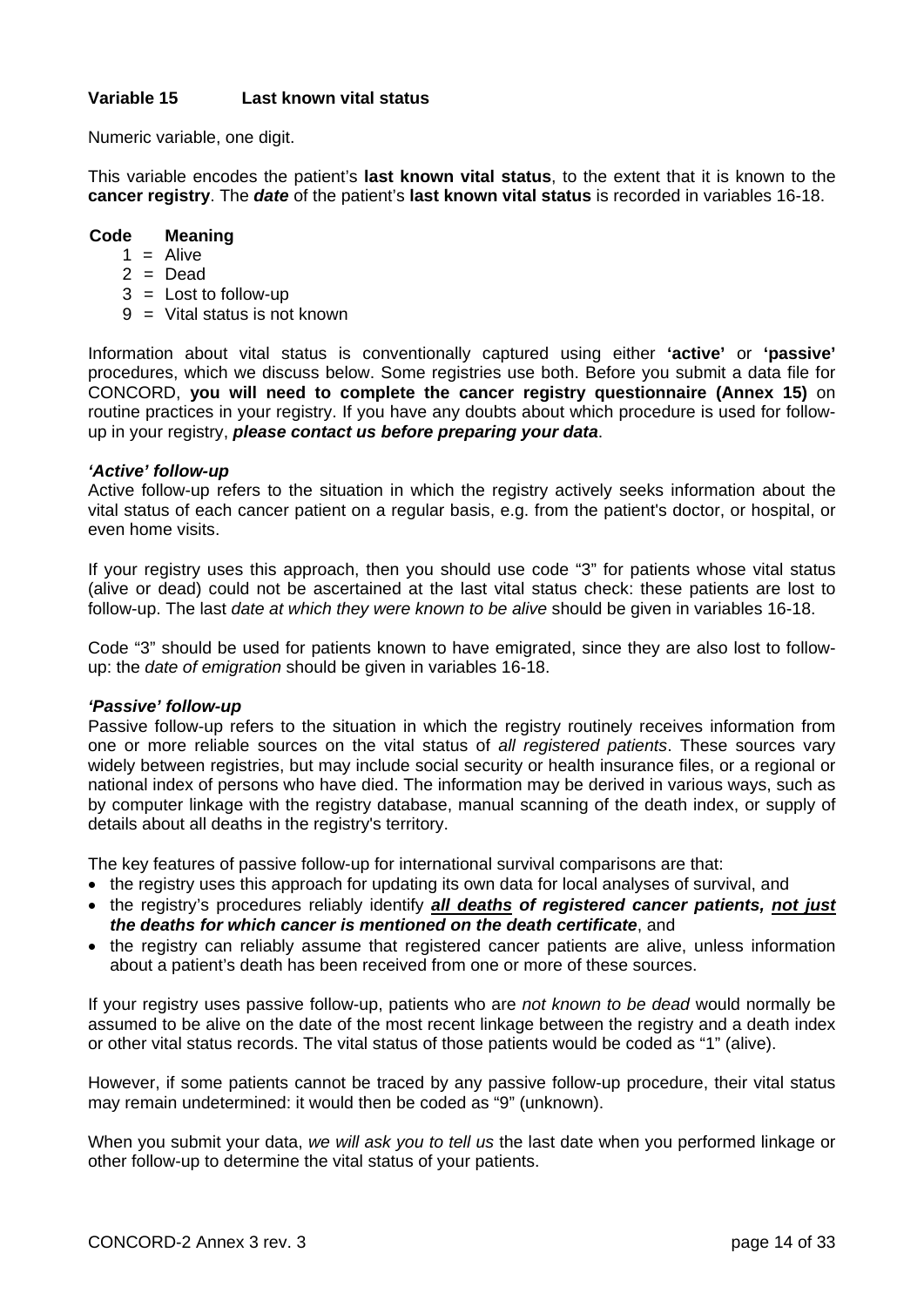**Variable 15	Last known vital status**

Numeric variable, one digit.

This variable encodes the patient's **last known vital status**, to the extent that it is known to the **cancer registry**. The ***date*** of the patient's **last known vital status** is recorded in variables 16-18.

| Code | | Meaning |
|---|---|---|
| 1 | = | Alive |
| 2 | = | Dead |
| 3 | = | Lost to follow-up |
| 9 | = | Vital status is not known |

Information about vital status is conventionally captured using either **'active'** or **'passive'** procedures, which we discuss below. Some registries use both. Before you submit a data file for CONCORD, **you will need to complete the cancer registry questionnaire (Annex 15)** on routine practices in your registry. If you have any doubts about which procedure is used for follow-up in your registry, ***please contact us before preparing your data***.

***'Active' follow-up***

Active follow-up refers to the situation in which the registry actively seeks information about the vital status of each cancer patient on a regular basis, e.g. from the patient's doctor, or hospital, or even home visits.

If your registry uses this approach, then you should use code "3" for patients whose vital status (alive or dead) could not be ascertained at the last vital status check: these patients are lost to follow-up. The last *date at which they were known to be alive* should be given in variables 16-18.

Code "3" should be used for patients known to have emigrated, since they are also lost to follow-up: the *date of emigration* should be given in variables 16-18.

***'Passive' follow-up***

Passive follow-up refers to the situation in which the registry routinely receives information from one or more reliable sources on the vital status of *all registered patients*. These sources vary widely between registries, but may include social security or health insurance files, or a regional or national index of persons who have died. The information may be derived in various ways, such as by computer linkage with the registry database, manual scanning of the death index, or supply of details about all deaths in the registry's territory.

The key features of passive follow-up for international survival comparisons are that:

- the registry uses this approach for updating its own data for local analyses of survival, and
- the registry's procedures reliably identify ***<u>all deaths</u> of registered cancer patients, <u>not just</u> the deaths for which cancer is mentioned on the death certificate***, and
- the registry can reliably assume that registered cancer patients are alive, unless information about a patient's death has been received from one or more of these sources.

If your registry uses passive follow-up, patients who are *not known to be dead* would normally be assumed to be alive on the date of the most recent linkage between the registry and a death index or other vital status records. The vital status of those patients would be coded as "1" (alive).

However, if some patients cannot be traced by any passive follow-up procedure, their vital status may remain undetermined: it would then be coded as "9" (unknown).

When you submit your data, *we will ask you to tell us* the last date when you performed linkage or other follow-up to determine the vital status of your patients.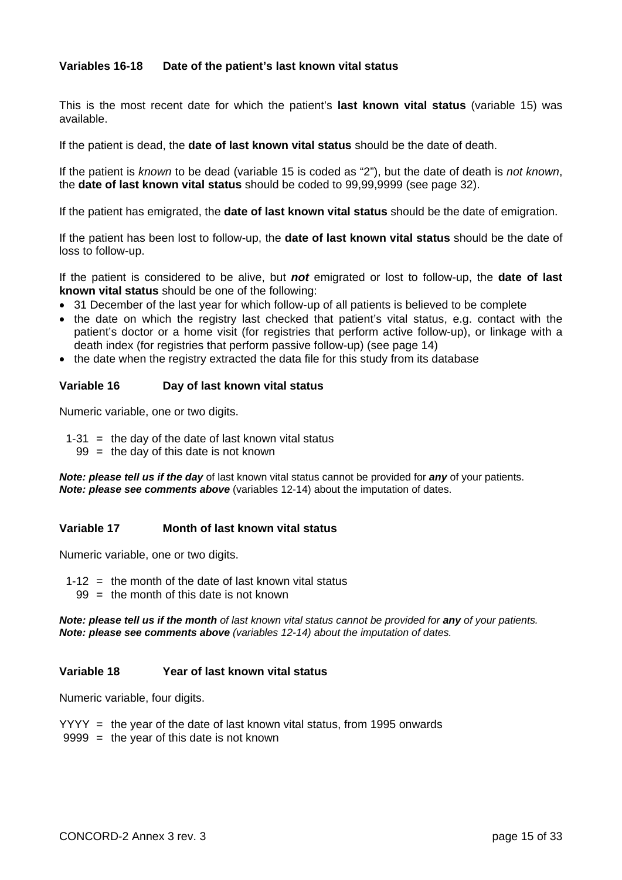### Variables 16-18 Date of the patient's last known vital status

This is the most recent date for which the patient's **last known vital status** (variable 15) was available.

If the patient is dead, the **date of last known vital status** should be the date of death.

If the patient is *known* to be dead (variable 15 is coded as "2"), but the date of death is *not known*, the **date of last known vital status** should be coded to 99,99,9999 (see page 32).

If the patient has emigrated, the **date of last known vital status** should be the date of emigration.

If the patient has been lost to follow-up, the **date of last known vital status** should be the date of loss to follow-up.

If the patient is considered to be alive, but ***not*** emigrated or lost to follow-up, the **date of last known vital status** should be one of the following:

- 31 December of the last year for which follow-up of all patients is believed to be complete
- the date on which the registry last checked that patient's vital status, e.g. contact with the patient's doctor or a home visit (for registries that perform active follow-up), or linkage with a death index (for registries that perform passive follow-up) (see page 14)
- the date when the registry extracted the data file for this study from its database

### Variable 16 Day of last known vital status

Numeric variable, one or two digits.

1-31 = the day of the date of last known vital status
99 = the day of this date is not known

***Note: please tell us if the day*** of last known vital status cannot be provided for ***any*** of your patients.
***Note: please see comments above*** (variables 12-14) about the imputation of dates.

### Variable 17 Month of last known vital status

Numeric variable, one or two digits.

1-12 = the month of the date of last known vital status
99 = the month of this date is not known

***Note: please tell us if the month*** *of last known vital status cannot be provided for* ***any*** *of your patients.*
***Note: please see comments above*** *(variables 12-14) about the imputation of dates.*

### Variable 18 Year of last known vital status

Numeric variable, four digits.

YYYY = the year of the date of last known vital status, from 1995 onwards
9999 = the year of this date is not known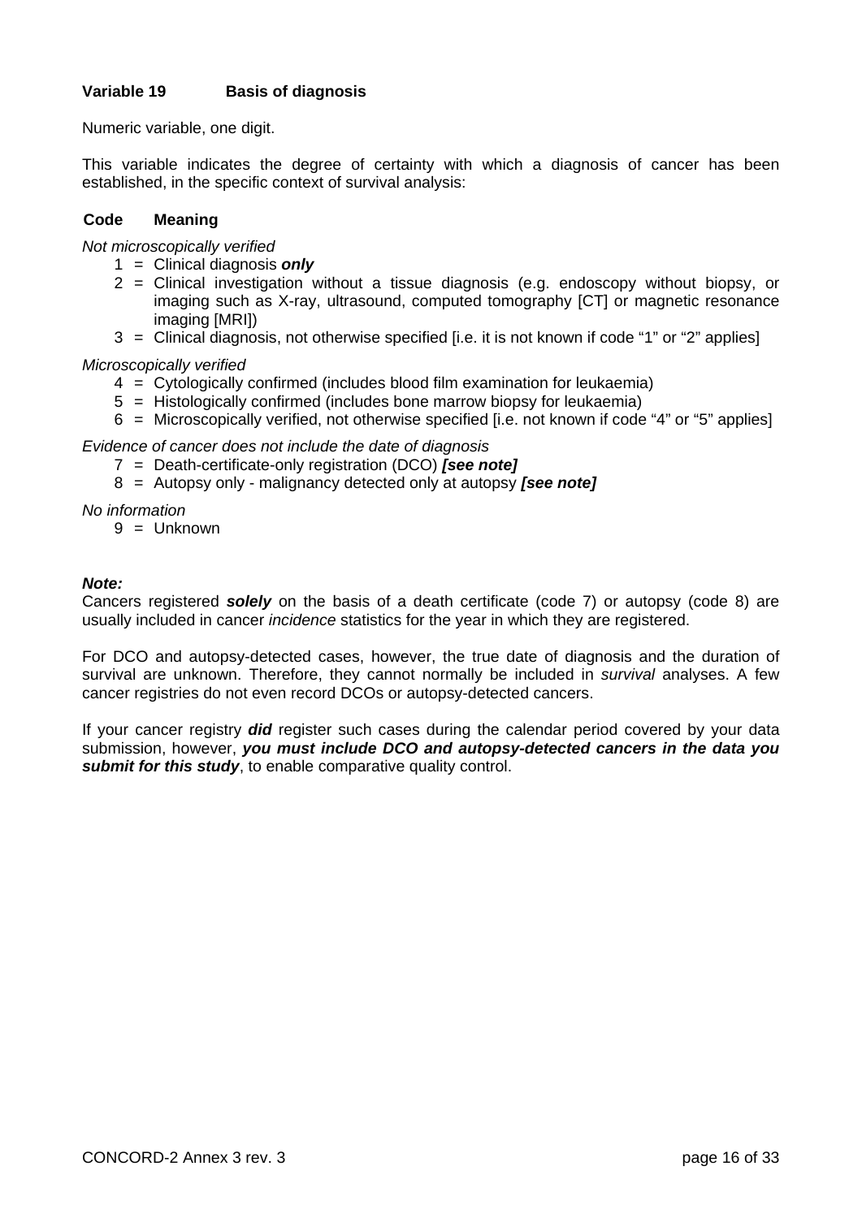**Variable 19 Basis of diagnosis**

Numeric variable, one digit.

This variable indicates the degree of certainty with which a diagnosis of cancer has been established, in the specific context of survival analysis:

**Code Meaning**

*Not microscopically verified*

1 = Clinical diagnosis ***only***
2 = Clinical investigation without a tissue diagnosis (e.g. endoscopy without biopsy, or imaging such as X-ray, ultrasound, computed tomography [CT] or magnetic resonance imaging [MRI])
3 = Clinical diagnosis, not otherwise specified [i.e. it is not known if code "1" or "2" applies]

*Microscopically verified*

4 = Cytologically confirmed (includes blood film examination for leukaemia)
5 = Histologically confirmed (includes bone marrow biopsy for leukaemia)
6 = Microscopically verified, not otherwise specified [i.e. not known if code "4" or "5" applies]

*Evidence of cancer does not include the date of diagnosis*

7 = Death-certificate-only registration (DCO) ***[see note]***
8 = Autopsy only - malignancy detected only at autopsy ***[see note]***

*No information*

9 = Unknown

***Note:***

Cancers registered ***solely*** on the basis of a death certificate (code 7) or autopsy (code 8) are usually included in cancer *incidence* statistics for the year in which they are registered.

For DCO and autopsy-detected cases, however, the true date of diagnosis and the duration of survival are unknown. Therefore, they cannot normally be included in *survival* analyses. A few cancer registries do not even record DCOs or autopsy-detected cancers.

If your cancer registry ***did*** register such cases during the calendar period covered by your data submission, however, ***you must include DCO and autopsy-detected cancers in the data you submit for this study***, to enable comparative quality control.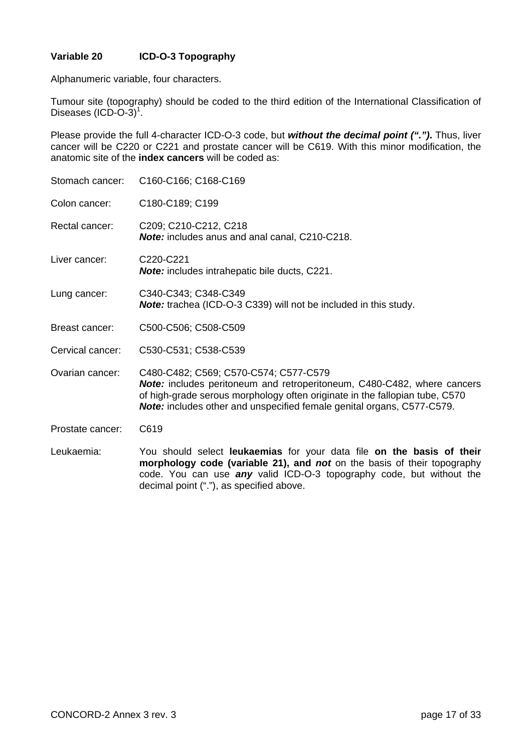### Variable 20 ICD-O-3 Topography

Alphanumeric variable, four characters.

Tumour site (topography) should be coded to the third edition of the International Classification of Diseases (ICD-O-3)[1].

Please provide the full 4-character ICD-O-3 code, but ***without the decimal point (".")***. Thus, liver cancer will be C220 or C221 and prostate cancer will be C619. With this minor modification, the anatomic site of the **index cancers** will be coded as:

Stomach cancer: C160-C166; C168-C169

Colon cancer: C180-C189; C199

Rectal cancer: C209; C210-C212, C218
***Note:*** includes anus and anal canal, C210-C218.

Liver cancer: C220-C221
***Note:*** includes intrahepatic bile ducts, C221.

Lung cancer: C340-C343; C348-C349
***Note:*** trachea (ICD-O-3 C339) will not be included in this study.

Breast cancer: C500-C506; C508-C509

Cervical cancer: C530-C531; C538-C539

Ovarian cancer: C480-C482; C569; C570-C574; C577-C579
***Note:*** includes peritoneum and retroperitoneum, C480-C482, where cancers of high-grade serous morphology often originate in the fallopian tube, C570
***Note:*** includes other and unspecified female genital organs, C577-C579.

Prostate cancer: C619

Leukaemia: You should select **leukaemias** for your data file **on the basis of their morphology code (variable 21), and *not*** on the basis of their topography code. You can use ***any*** valid ICD-O-3 topography code, but without the decimal point ("."), as specified above.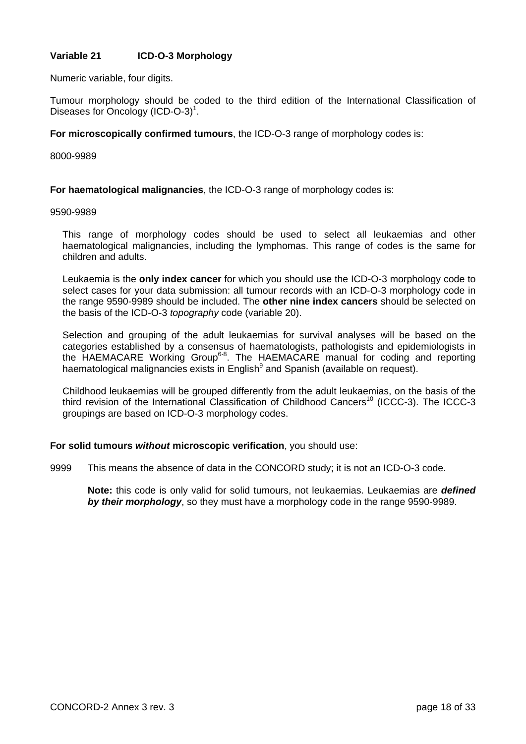### Variable 21 ICD-O-3 Morphology

Numeric variable, four digits.

Tumour morphology should be coded to the third edition of the International Classification of Diseases for Oncology (ICD-O-3)[1].

**For microscopically confirmed tumours**, the ICD-O-3 range of morphology codes is:

8000-9989

**For haematological malignancies**, the ICD-O-3 range of morphology codes is:

9590-9989

This range of morphology codes should be used to select all leukaemias and other haematological malignancies, including the lymphomas. This range of codes is the same for children and adults.

Leukaemia is the **only index cancer** for which you should use the ICD-O-3 morphology code to select cases for your data submission: all tumour records with an ICD-O-3 morphology code in the range 9590-9989 should be included. The **other nine index cancers** should be selected on the basis of the ICD-O-3 *topography* code (variable 20).

Selection and grouping of the adult leukaemias for survival analyses will be based on the categories established by a consensus of haematologists, pathologists and epidemiologists in the HAEMACARE Working Group[6-8]. The HAEMACARE manual for coding and reporting haematological malignancies exists in English[9] and Spanish (available on request).

Childhood leukaemias will be grouped differently from the adult leukaemias, on the basis of the third revision of the International Classification of Childhood Cancers[10] (ICCC-3). The ICCC-3 groupings are based on ICD-O-3 morphology codes.

**For solid tumours *without* microscopic verification**, you should use:

9999 This means the absence of data in the CONCORD study; it is not an ICD-O-3 code.

**Note:** this code is only valid for solid tumours, not leukaemias. Leukaemias are ***defined by their morphology***, so they must have a morphology code in the range 9590-9989.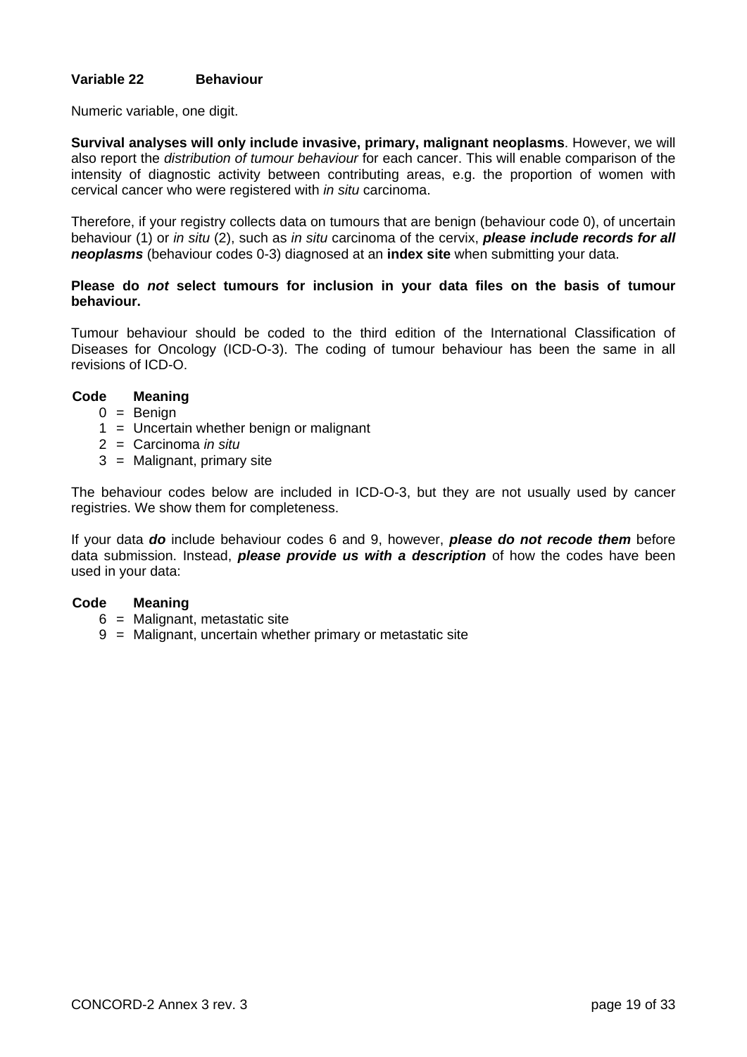### Variable 22 Behaviour

Numeric variable, one digit.

**Survival analyses will only include invasive, primary, malignant neoplasms**. However, we will also report the *distribution of tumour behaviour* for each cancer. This will enable comparison of the intensity of diagnostic activity between contributing areas, e.g. the proportion of women with cervical cancer who were registered with *in situ* carcinoma.

Therefore, if your registry collects data on tumours that are benign (behaviour code 0), of uncertain behaviour (1) or *in situ* (2), such as *in situ* carcinoma of the cervix, ***please include records for all neoplasms*** (behaviour codes 0-3) diagnosed at an **index site** when submitting your data.

**Please do *not* select tumours for inclusion in your data files on the basis of tumour behaviour.**

Tumour behaviour should be coded to the third edition of the International Classification of Diseases for Oncology (ICD-O-3). The coding of tumour behaviour has been the same in all revisions of ICD-O.

| Code | Meaning |
|---|---|
| 0 = | Benign |
| 1 = | Uncertain whether benign or malignant |
| 2 = | Carcinoma *in situ* |
| 3 = | Malignant, primary site |

The behaviour codes below are included in ICD-O-3, but they are not usually used by cancer registries. We show them for completeness.

If your data ***do*** include behaviour codes 6 and 9, however, ***please do not recode them*** before data submission. Instead, ***please provide us with a description*** of how the codes have been used in your data:

| Code | Meaning |
|---|---|
| 6 = | Malignant, metastatic site |
| 9 = | Malignant, uncertain whether primary or metastatic site |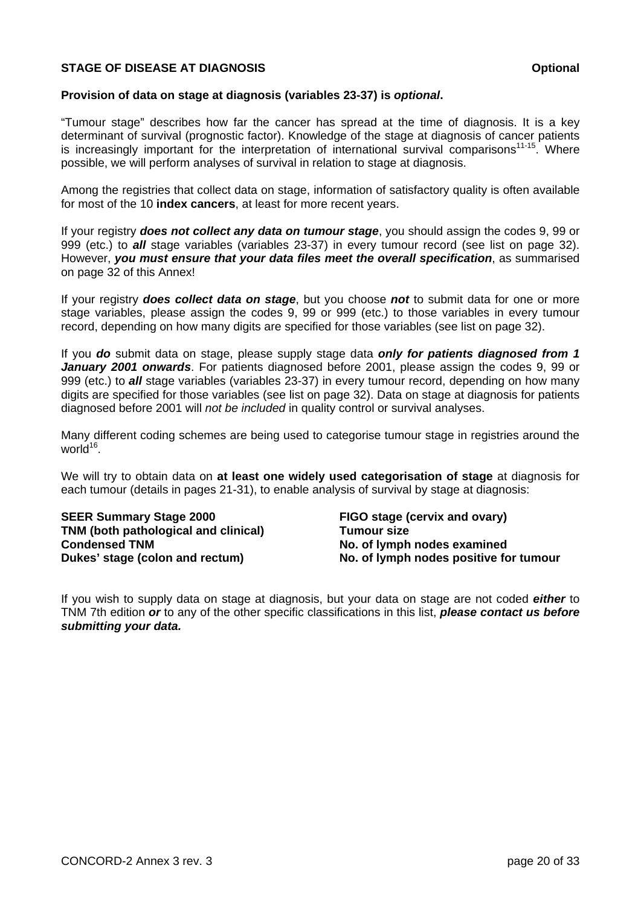## STAGE OF DISEASE AT DIAGNOSIS **Optional**

**Provision of data on stage at diagnosis (variables 23-37) is *optional*.**

"Tumour stage" describes how far the cancer has spread at the time of diagnosis. It is a key determinant of survival (prognostic factor). Knowledge of the stage at diagnosis of cancer patients is increasingly important for the interpretation of international survival comparisons[11-15]. Where possible, we will perform analyses of survival in relation to stage at diagnosis.

Among the registries that collect data on stage, information of satisfactory quality is often available for most of the 10 **index cancers**, at least for more recent years.

If your registry ***does not collect any data on tumour stage***, you should assign the codes 9, 99 or 999 (etc.) to ***all*** stage variables (variables 23-37) in every tumour record (see list on page 32). However, ***you must ensure that your data files meet the overall specification***, as summarised on page 32 of this Annex!

If your registry ***does collect data on stage***, but you choose ***not*** to submit data for one or more stage variables, please assign the codes 9, 99 or 999 (etc.) to those variables in every tumour record, depending on how many digits are specified for those variables (see list on page 32).

If you ***do*** submit data on stage, please supply stage data ***only for patients diagnosed from 1 January 2001 onwards***. For patients diagnosed before 2001, please assign the codes 9, 99 or 999 (etc.) to ***all*** stage variables (variables 23-37) in every tumour record, depending on how many digits are specified for those variables (see list on page 32). Data on stage at diagnosis for patients diagnosed before 2001 will *not be included* in quality control or survival analyses.

Many different coding schemes are being used to categorise tumour stage in registries around the world[16].

We will try to obtain data on **at least one widely used categorisation of stage** at diagnosis for each tumour (details in pages 21-31), to enable analysis of survival by stage at diagnosis:

**SEER Summary Stage 2000**
**TNM (both pathological and clinical)**
**Condensed TNM**
**Dukes' stage (colon and rectum)**
**FIGO stage (cervix and ovary)**
**Tumour size**
**No. of lymph nodes examined**
**No. of lymph nodes positive for tumour**

If you wish to supply data on stage at diagnosis, but your data on stage are not coded ***either*** to TNM 7th edition ***or*** to any of the other specific classifications in this list, ***please contact us before submitting your data.***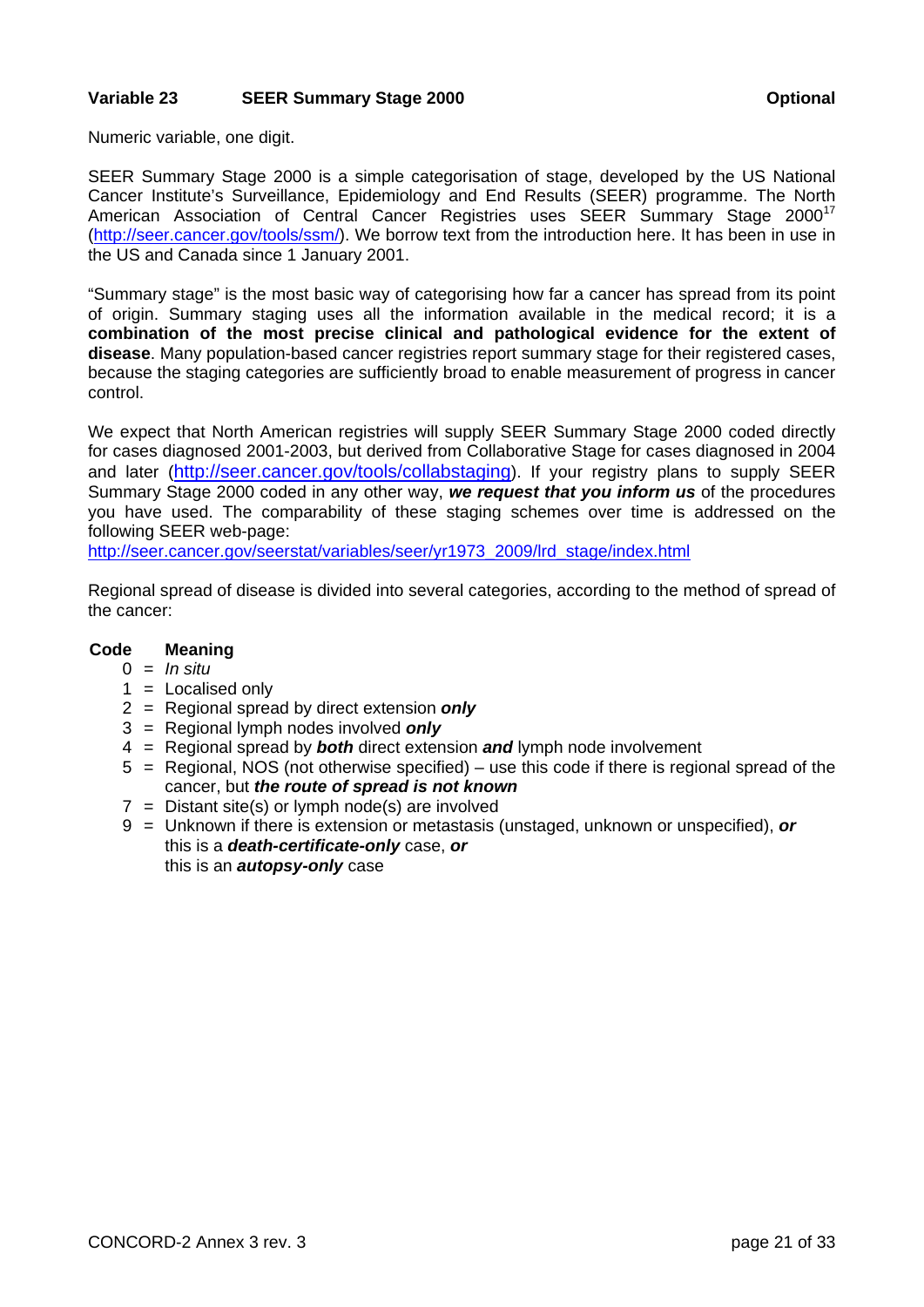**Variable 23 SEER Summary Stage 2000 Optional**

Numeric variable, one digit.

SEER Summary Stage 2000 is a simple categorisation of stage, developed by the US National Cancer Institute's Surveillance, Epidemiology and End Results (SEER) programme. The North American Association of Central Cancer Registries uses SEER Summary Stage 2000[17] (http://seer.cancer.gov/tools/ssm/). We borrow text from the introduction here. It has been in use in the US and Canada since 1 January 2001.

"Summary stage" is the most basic way of categorising how far a cancer has spread from its point of origin. Summary staging uses all the information available in the medical record; it is a **combination of the most precise clinical and pathological evidence for the extent of disease**. Many population-based cancer registries report summary stage for their registered cases, because the staging categories are sufficiently broad to enable measurement of progress in cancer control.

We expect that North American registries will supply SEER Summary Stage 2000 coded directly for cases diagnosed 2001-2003, but derived from Collaborative Stage for cases diagnosed in 2004 and later (http://seer.cancer.gov/tools/collabstaging). If your registry plans to supply SEER Summary Stage 2000 coded in any other way, ***we request that you inform us*** of the procedures you have used. The comparability of these staging schemes over time is addressed on the following SEER web-page:
http://seer.cancer.gov/seerstat/variables/seer/yr1973_2009/lrd_stage/index.html

Regional spread of disease is divided into several categories, according to the method of spread of the cancer:

| Code | Meaning |
|---|---|
| 0 = | *In situ* |
| 1 = | Localised only |
| 2 = | Regional spread by direct extension ***only*** |
| 3 = | Regional lymph nodes involved ***only*** |
| 4 = | Regional spread by ***both*** direct extension ***and*** lymph node involvement |
| 5 = | Regional, NOS (not otherwise specified) – use this code if there is regional spread of the cancer, but ***the route of spread is not known*** |
| 7 = | Distant site(s) or lymph node(s) are involved |
| 9 = | Unknown if there is extension or metastasis (unstaged, unknown or unspecified), ***or*** this is a ***death-certificate-only*** case, ***or*** this is an ***autopsy-only*** case |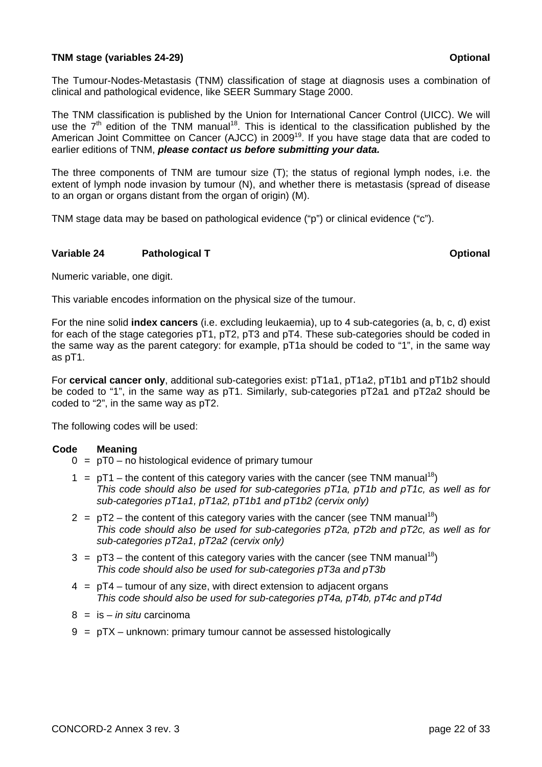**TNM stage (variables 24-29)** **Optional**

The Tumour-Nodes-Metastasis (TNM) classification of stage at diagnosis uses a combination of clinical and pathological evidence, like SEER Summary Stage 2000.

The TNM classification is published by the Union for International Cancer Control (UICC). We will use the 7th edition of the TNM manual[18]. This is identical to the classification published by the American Joint Committee on Cancer (AJCC) in 2009[19]. If you have stage data that are coded to earlier editions of TNM, ***please contact us before submitting your data.***

The three components of TNM are tumour size (T); the status of regional lymph nodes, i.e. the extent of lymph node invasion by tumour (N), and whether there is metastasis (spread of disease to an organ or organs distant from the organ of origin) (M).

TNM stage data may be based on pathological evidence ("p") or clinical evidence ("c").

**Variable 24 Pathological T** **Optional**

Numeric variable, one digit.

This variable encodes information on the physical size of the tumour.

For the nine solid **index cancers** (i.e. excluding leukaemia), up to 4 sub-categories (a, b, c, d) exist for each of the stage categories pT1, pT2, pT3 and pT4. These sub-categories should be coded in the same way as the parent category: for example, pT1a should be coded to "1", in the same way as pT1.

For **cervical cancer only**, additional sub-categories exist: pT1a1, pT1a2, pT1b1 and pT1b2 should be coded to "1", in the same way as pT1. Similarly, sub-categories pT2a1 and pT2a2 should be coded to "2", in the same way as pT2.

The following codes will be used:

| Code | | Meaning |
|---|---|---|
| 0 | = | pT0 – no histological evidence of primary tumour |
| 1 | = | pT1 – the content of this category varies with the cancer (see TNM manual[18])<br>*This code should also be used for sub-categories pT1a, pT1b and pT1c, as well as for sub-categories pT1a1, pT1a2, pT1b1 and pT1b2 (cervix only)* |
| 2 | = | pT2 – the content of this category varies with the cancer (see TNM manual[18])<br>*This code should also be used for sub-categories pT2a, pT2b and pT2c, as well as for sub-categories pT2a1, pT2a2 (cervix only)* |
| 3 | = | pT3 – the content of this category varies with the cancer (see TNM manual[18])<br>*This code should also be used for sub-categories pT3a and pT3b* |
| 4 | = | pT4 – tumour of any size, with direct extension to adjacent organs<br>*This code should also be used for sub-categories pT4a, pT4b, pT4c and pT4d* |
| 8 | = | is – *in situ* carcinoma |
| 9 | = | pTX – unknown: primary tumour cannot be assessed histologically |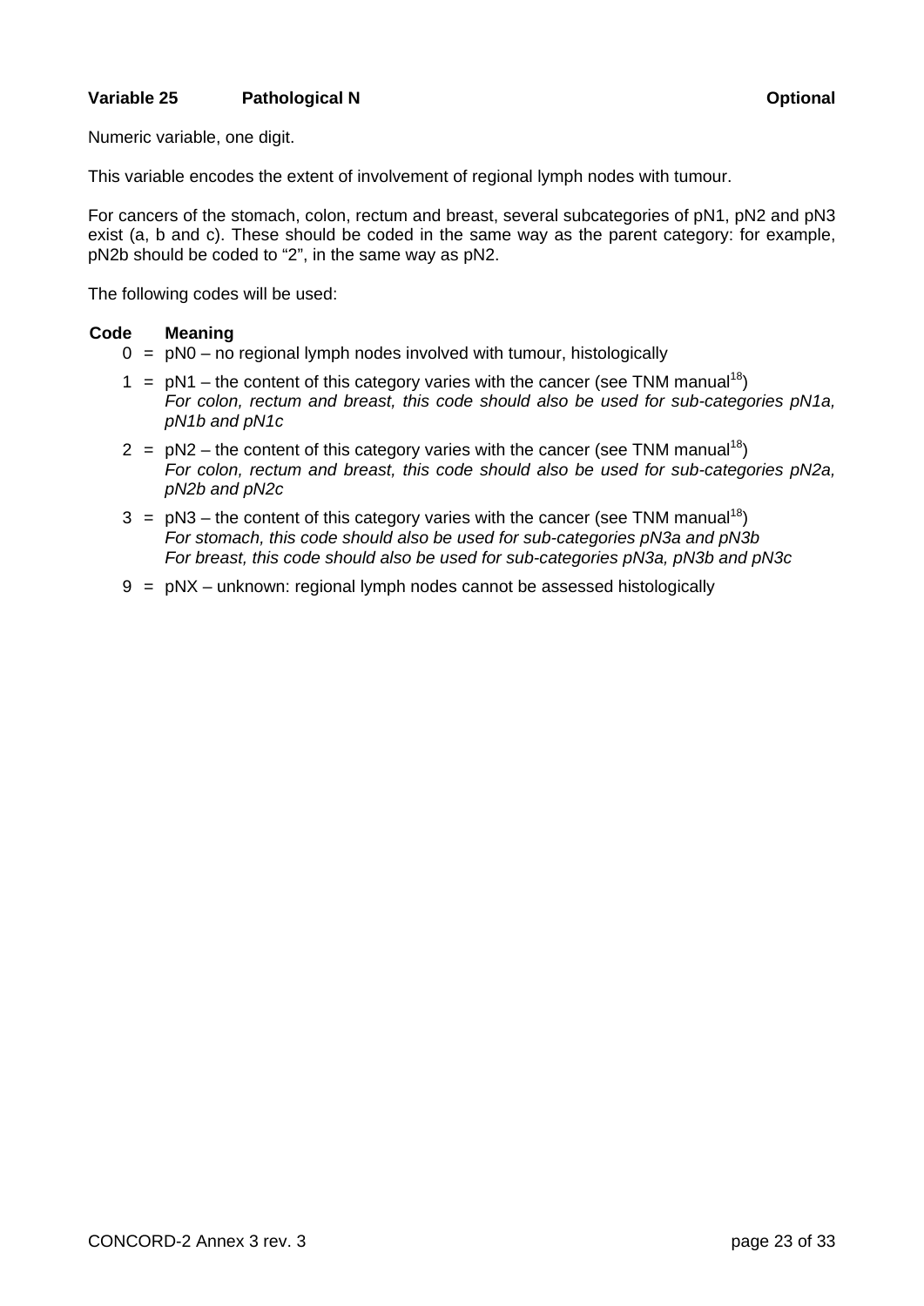**Variable 25 Pathological N** **Optional**

Numeric variable, one digit.

This variable encodes the extent of involvement of regional lymph nodes with tumour.

For cancers of the stomach, colon, rectum and breast, several subcategories of pN1, pN2 and pN3 exist (a, b and c). These should be coded in the same way as the parent category: for example, pN2b should be coded to "2", in the same way as pN2.

The following codes will be used:

| Code | | Meaning |
|---|---|---|
| 0 | = | pN0 – no regional lymph nodes involved with tumour, histologically |
| 1 | = | pN1 – the content of this category varies with the cancer (see TNM manual[18]) *For colon, rectum and breast, this code should also be used for sub-categories pN1a, pN1b and pN1c* |
| 2 | = | pN2 – the content of this category varies with the cancer (see TNM manual[18]) *For colon, rectum and breast, this code should also be used for sub-categories pN2a, pN2b and pN2c* |
| 3 | = | pN3 – the content of this category varies with the cancer (see TNM manual[18]) *For stomach, this code should also be used for sub-categories pN3a and pN3b* *For breast, this code should also be used for sub-categories pN3a, pN3b and pN3c* |
| 9 | = | pNX – unknown: regional lymph nodes cannot be assessed histologically |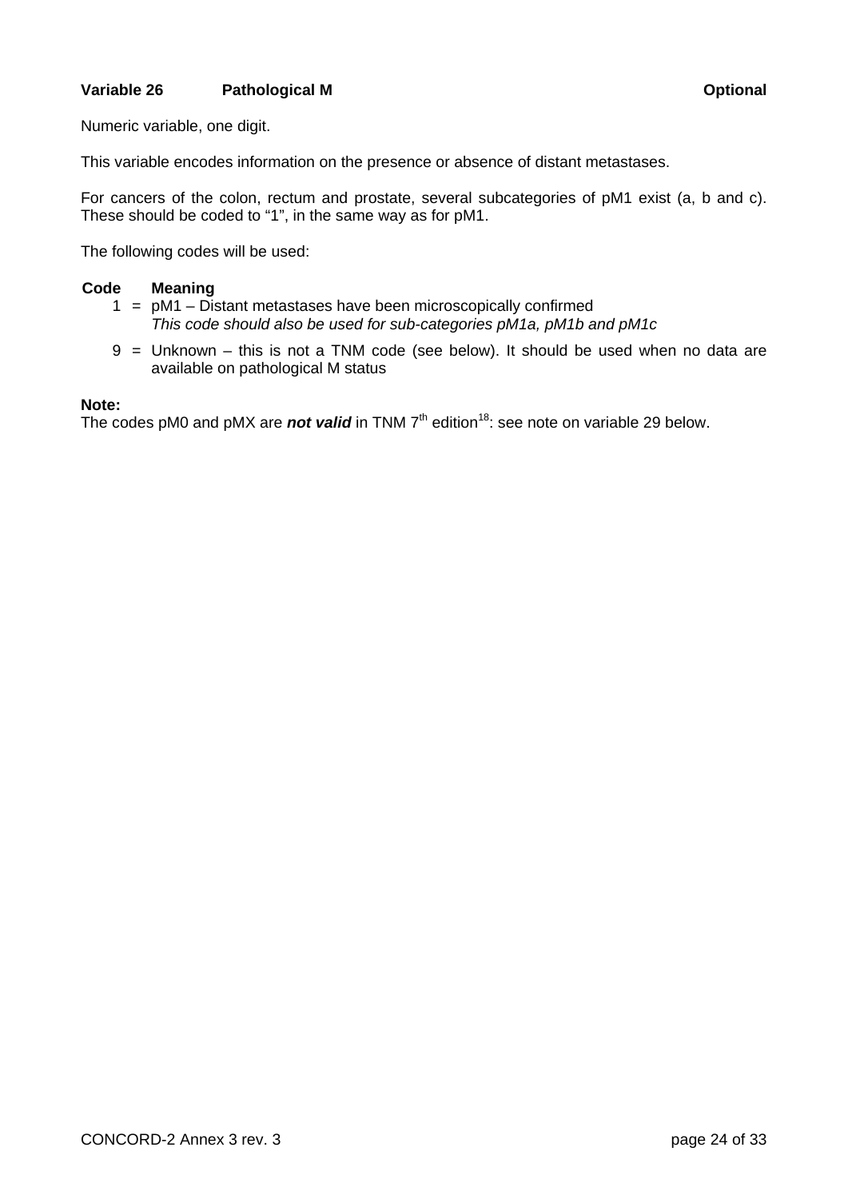**Variable 26 Pathological M Optional**

Numeric variable, one digit.

This variable encodes information on the presence or absence of distant metastases.

For cancers of the colon, rectum and prostate, several subcategories of pM1 exist (a, b and c). These should be coded to "1", in the same way as for pM1.

The following codes will be used:

| Code | | Meaning |
|---|---|---|
| 1 | = | pM1 – Distant metastases have been microscopically confirmed<br>*This code should also be used for sub-categories pM1a, pM1b and pM1c* |
| 9 | = | Unknown – this is not a TNM code (see below). It should be used when no data are available on pathological M status |

**Note:**
The codes pM0 and pMX are ***not valid*** in TNM 7th edition[18]: see note on variable 29 below.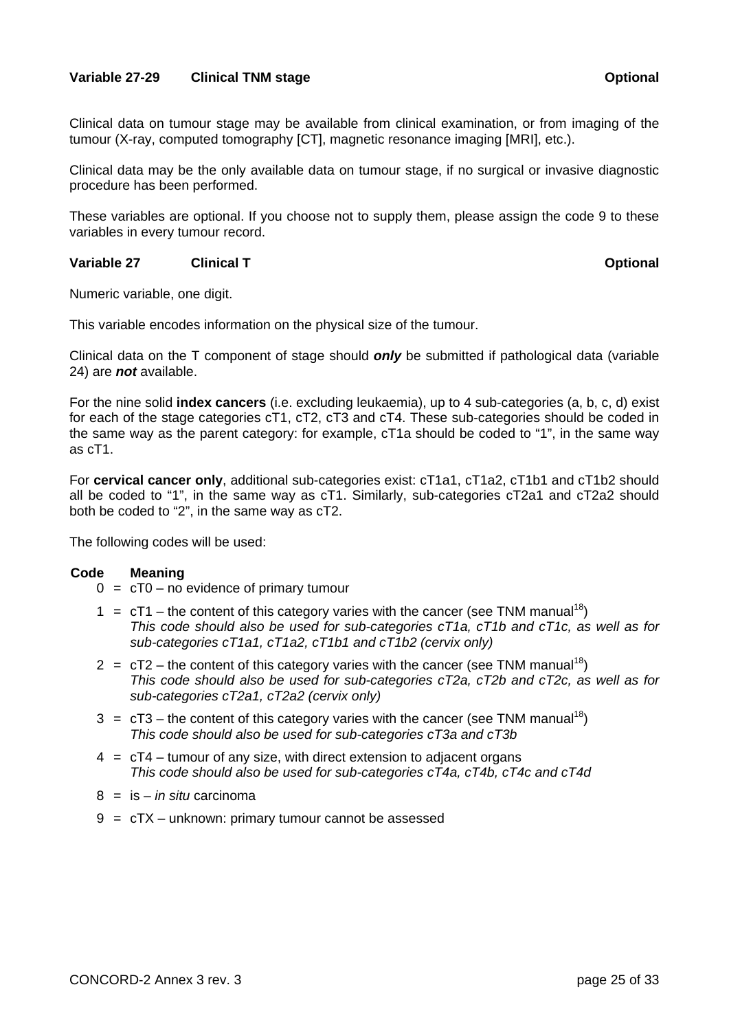### Variable 27-29 Clinical TNM stage — Optional

Clinical data on tumour stage may be available from clinical examination, or from imaging of the tumour (X-ray, computed tomography [CT], magnetic resonance imaging [MRI], etc.).

Clinical data may be the only available data on tumour stage, if no surgical or invasive diagnostic procedure has been performed.

These variables are optional. If you choose not to supply them, please assign the code 9 to these variables in every tumour record.

### Variable 27 Clinical T — Optional

Numeric variable, one digit.

This variable encodes information on the physical size of the tumour.

Clinical data on the T component of stage should ***only*** be submitted if pathological data (variable 24) are ***not*** available.

For the nine solid **index cancers** (i.e. excluding leukaemia), up to 4 sub-categories (a, b, c, d) exist for each of the stage categories cT1, cT2, cT3 and cT4. These sub-categories should be coded in the same way as the parent category: for example, cT1a should be coded to "1", in the same way as cT1.

For **cervical cancer only**, additional sub-categories exist: cT1a1, cT1a2, cT1b1 and cT1b2 should all be coded to "1", in the same way as cT1. Similarly, sub-categories cT2a1 and cT2a2 should both be coded to "2", in the same way as cT2.

The following codes will be used:

| Code | Meaning |
|---|---|
| 0 = | cT0 – no evidence of primary tumour |
| 1 = | cT1 – the content of this category varies with the cancer (see TNM manual[18]) *This code should also be used for sub-categories cT1a, cT1b and cT1c, as well as for sub-categories cT1a1, cT1a2, cT1b1 and cT1b2 (cervix only)* |
| 2 = | cT2 – the content of this category varies with the cancer (see TNM manual[18]) *This code should also be used for sub-categories cT2a, cT2b and cT2c, as well as for sub-categories cT2a1, cT2a2 (cervix only)* |
| 3 = | cT3 – the content of this category varies with the cancer (see TNM manual[18]) *This code should also be used for sub-categories cT3a and cT3b* |
| 4 = | cT4 – tumour of any size, with direct extension to adjacent organs *This code should also be used for sub-categories cT4a, cT4b, cT4c and cT4d* |
| 8 = | is – *in situ* carcinoma |
| 9 = | cTX – unknown: primary tumour cannot be assessed |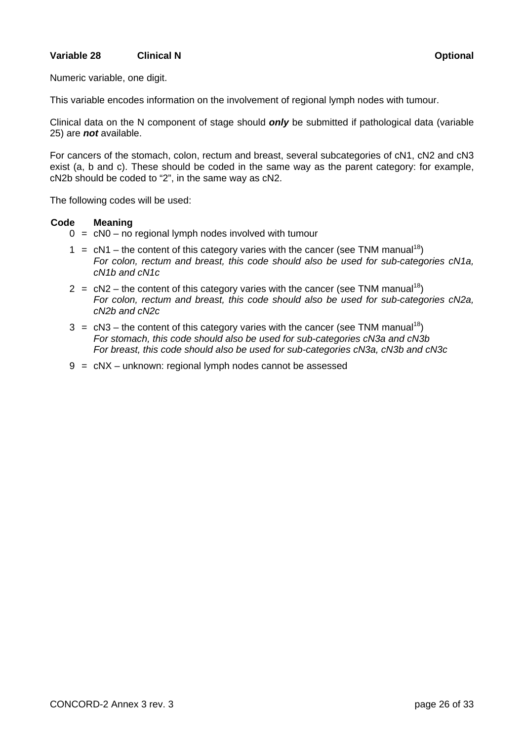**Variable 28 Clinical N Optional**

Numeric variable, one digit.

This variable encodes information on the involvement of regional lymph nodes with tumour.

Clinical data on the N component of stage should ***only*** be submitted if pathological data (variable 25) are ***not*** available.

For cancers of the stomach, colon, rectum and breast, several subcategories of cN1, cN2 and cN3 exist (a, b and c). These should be coded in the same way as the parent category: for example, cN2b should be coded to "2", in the same way as cN2.

The following codes will be used:

| Code | | Meaning |
|---|---|---|
| 0 | = | cN0 – no regional lymph nodes involved with tumour |
| 1 | = | cN1 – the content of this category varies with the cancer (see TNM manual[18]) *For colon, rectum and breast, this code should also be used for sub-categories cN1a, cN1b and cN1c* |
| 2 | = | cN2 – the content of this category varies with the cancer (see TNM manual[18]) *For colon, rectum and breast, this code should also be used for sub-categories cN2a, cN2b and cN2c* |
| 3 | = | cN3 – the content of this category varies with the cancer (see TNM manual[18]) *For stomach, this code should also be used for sub-categories cN3a and cN3b* *For breast, this code should also be used for sub-categories cN3a, cN3b and cN3c* |
| 9 | = | cNX – unknown: regional lymph nodes cannot be assessed |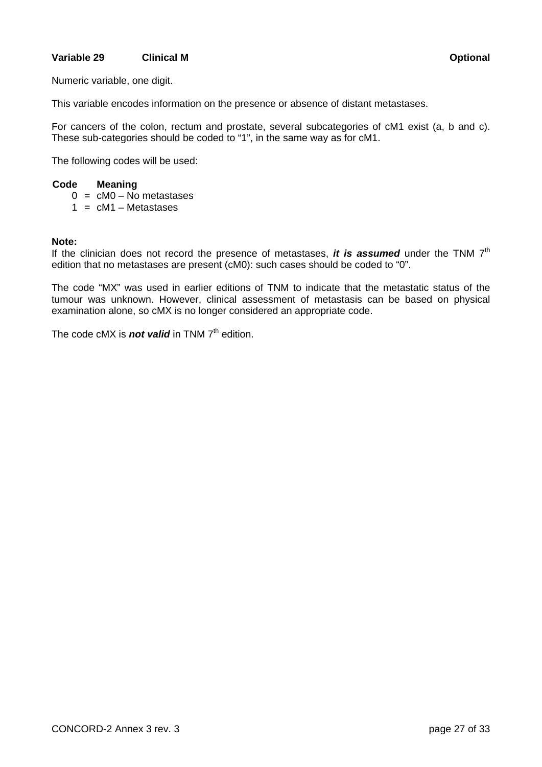**Variable 29 Clinical M Optional**

Numeric variable, one digit.

This variable encodes information on the presence or absence of distant metastases.

For cancers of the colon, rectum and prostate, several subcategories of cM1 exist (a, b and c). These sub-categories should be coded to "1", in the same way as for cM1.

The following codes will be used:

| Code | | Meaning |
|---|---|---|
| 0 | = | cM0 – No metastases |
| 1 | = | cM1 – Metastases |

**Note:**
If the clinician does not record the presence of metastases, ***it is assumed*** under the TNM 7th edition that no metastases are present (cM0): such cases should be coded to "0".

The code "MX" was used in earlier editions of TNM to indicate that the metastatic status of the tumour was unknown. However, clinical assessment of metastasis can be based on physical examination alone, so cMX is no longer considered an appropriate code.

The code cMX is ***not valid*** in TNM 7th edition.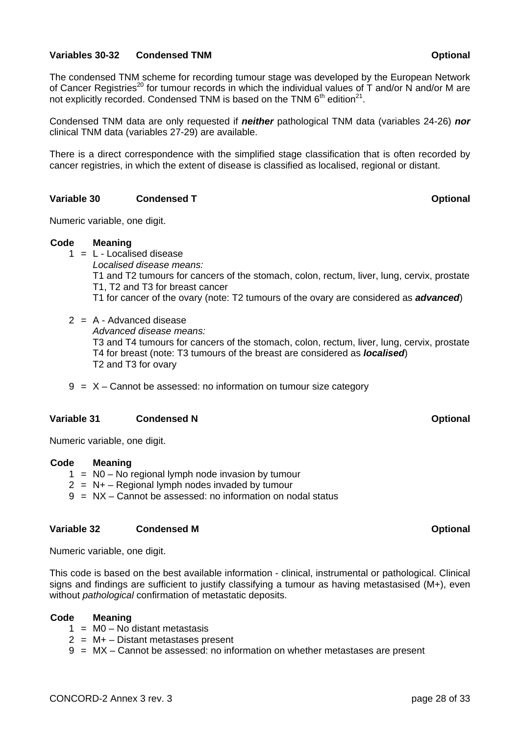### Variables 30-32 Condensed TNM — Optional

The condensed TNM scheme for recording tumour stage was developed by the European Network of Cancer Registries[20] for tumour records in which the individual values of T and/or N and/or M are not explicitly recorded. Condensed TNM is based on the TNM 6th edition[21].

Condensed TNM data are only requested if ***neither*** pathological TNM data (variables 24-26) ***nor*** clinical TNM data (variables 27-29) are available.

There is a direct correspondence with the simplified stage classification that is often recorded by cancer registries, in which the extent of disease is classified as localised, regional or distant.

### Variable 30 Condensed T — Optional

Numeric variable, one digit.

**Code Meaning**

1 = L - Localised disease
*Localised disease means:*
T1 and T2 tumours for cancers of the stomach, colon, rectum, liver, lung, cervix, prostate
T1, T2 and T3 for breast cancer
T1 for cancer of the ovary (note: T2 tumours of the ovary are considered as ***advanced***)

2 = A - Advanced disease
*Advanced disease means:*
T3 and T4 tumours for cancers of the stomach, colon, rectum, liver, lung, cervix, prostate
T4 for breast (note: T3 tumours of the breast are considered as ***localised***)
T2 and T3 for ovary

9 = X – Cannot be assessed: no information on tumour size category

### Variable 31 Condensed N — Optional

Numeric variable, one digit.

**Code Meaning**

1 = N0 – No regional lymph node invasion by tumour
2 = N+ – Regional lymph nodes invaded by tumour
9 = NX – Cannot be assessed: no information on nodal status

### Variable 32 Condensed M — Optional

Numeric variable, one digit.

This code is based on the best available information - clinical, instrumental or pathological. Clinical signs and findings are sufficient to justify classifying a tumour as having metastasised (M+), even without *pathological* confirmation of metastatic deposits.

**Code Meaning**

1 = M0 – No distant metastasis
2 = M+ – Distant metastases present
9 = MX – Cannot be assessed: no information on whether metastases are present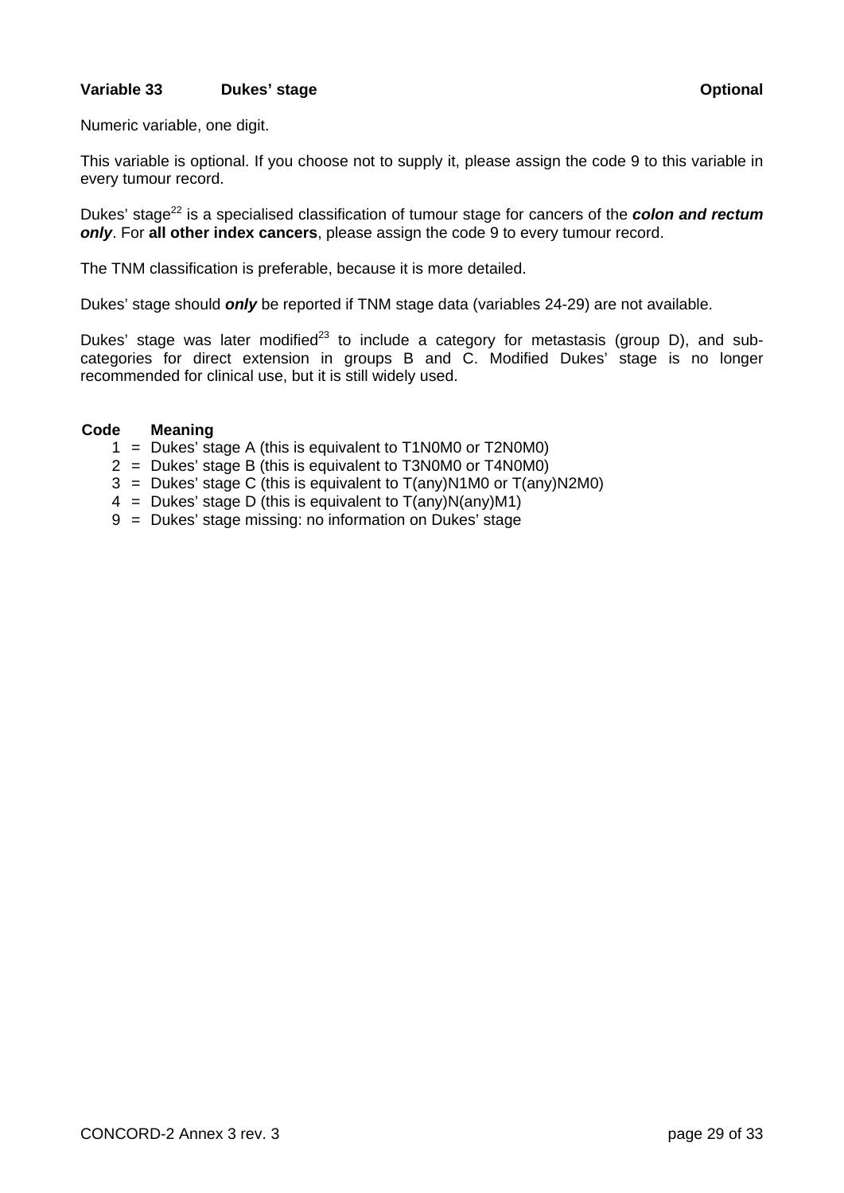**Variable 33 Dukes' stage Optional**

Numeric variable, one digit.

This variable is optional. If you choose not to supply it, please assign the code 9 to this variable in every tumour record.

Dukes' stage[22] is a specialised classification of tumour stage for cancers of the ***colon and rectum only***. For **all other index cancers**, please assign the code 9 to every tumour record.

The TNM classification is preferable, because it is more detailed.

Dukes' stage should ***only*** be reported if TNM stage data (variables 24-29) are not available.

Dukes' stage was later modified[23] to include a category for metastasis (group D), and sub-categories for direct extension in groups B and C. Modified Dukes' stage is no longer recommended for clinical use, but it is still widely used.

| Code | | Meaning |
|---|---|---|
| 1 | = | Dukes' stage A (this is equivalent to T1N0M0 or T2N0M0) |
| 2 | = | Dukes' stage B (this is equivalent to T3N0M0 or T4N0M0) |
| 3 | = | Dukes' stage C (this is equivalent to T(any)N1M0 or T(any)N2M0) |
| 4 | = | Dukes' stage D (this is equivalent to T(any)N(any)M1) |
| 9 | = | Dukes' stage missing: no information on Dukes' stage |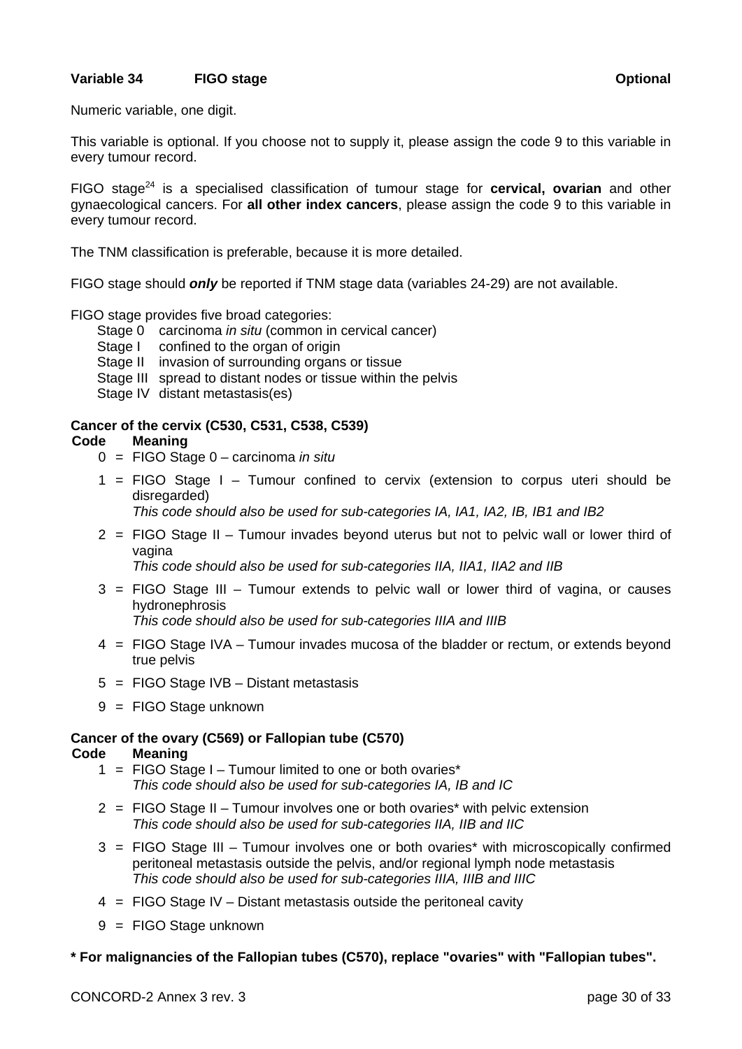**Variable 34 FIGO stage Optional**

Numeric variable, one digit.

This variable is optional. If you choose not to supply it, please assign the code 9 to this variable in every tumour record.

FIGO stage[24] is a specialised classification of tumour stage for **cervical, ovarian** and other gynaecological cancers. For **all other index cancers**, please assign the code 9 to this variable in every tumour record.

The TNM classification is preferable, because it is more detailed.

FIGO stage should ***only*** be reported if TNM stage data (variables 24-29) are not available.

FIGO stage provides five broad categories:

- Stage 0 carcinoma *in situ* (common in cervical cancer)
- Stage I confined to the organ of origin
- Stage II invasion of surrounding organs or tissue
- Stage III spread to distant nodes or tissue within the pelvis
- Stage IV distant metastasis(es)

**Cancer of the cervix (C530, C531, C538, C539)**

| Code | Meaning |
|---|---|
| 0 = | FIGO Stage 0 – carcinoma *in situ* |
| 1 = | FIGO Stage I – Tumour confined to cervix (extension to corpus uteri should be disregarded)<br>*This code should also be used for sub-categories IA, IA1, IA2, IB, IB1 and IB2* |
| 2 = | FIGO Stage II – Tumour invades beyond uterus but not to pelvic wall or lower third of vagina<br>*This code should also be used for sub-categories IIA, IIA1, IIA2 and IIB* |
| 3 = | FIGO Stage III – Tumour extends to pelvic wall or lower third of vagina, or causes hydronephrosis<br>*This code should also be used for sub-categories IIIA and IIIB* |
| 4 = | FIGO Stage IVA – Tumour invades mucosa of the bladder or rectum, or extends beyond true pelvis |
| 5 = | FIGO Stage IVB – Distant metastasis |
| 9 = | FIGO Stage unknown |

**Cancer of the ovary (C569) or Fallopian tube (C570)**

| Code | Meaning |
|---|---|
| 1 = | FIGO Stage I – Tumour limited to one or both ovaries*<br>*This code should also be used for sub-categories IA, IB and IC* |
| 2 = | FIGO Stage II – Tumour involves one or both ovaries* with pelvic extension<br>*This code should also be used for sub-categories IIA, IIB and IIC* |
| 3 = | FIGO Stage III – Tumour involves one or both ovaries* with microscopically confirmed peritoneal metastasis outside the pelvis, and/or regional lymph node metastasis<br>*This code should also be used for sub-categories IIIA, IIIB and IIIC* |
| 4 = | FIGO Stage IV – Distant metastasis outside the peritoneal cavity |
| 9 = | FIGO Stage unknown |

**\* For malignancies of the Fallopian tubes (C570), replace "ovaries" with "Fallopian tubes".**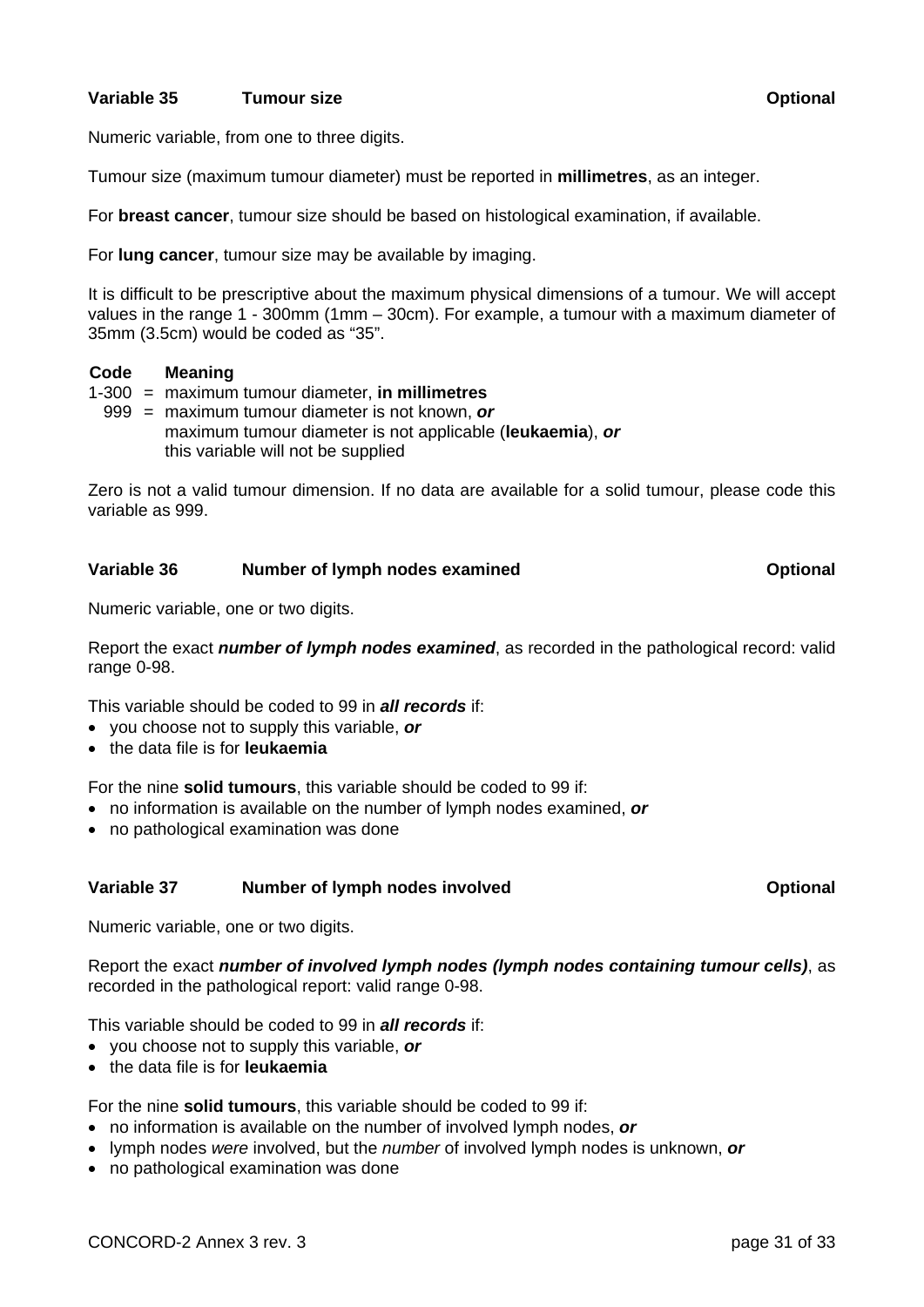### Variable 35 Tumour size **Optional**

Numeric variable, from one to three digits.

Tumour size (maximum tumour diameter) must be reported in **millimetres**, as an integer.

For **breast cancer**, tumour size should be based on histological examination, if available.

For **lung cancer**, tumour size may be available by imaging.

It is difficult to be prescriptive about the maximum physical dimensions of a tumour. We will accept values in the range 1 - 300mm (1mm – 30cm). For example, a tumour with a maximum diameter of 35mm (3.5cm) would be coded as "35".

| Code | | Meaning |
|---|---|---|
| 1-300 | = | maximum tumour diameter, **in millimetres** |
| 999 | = | maximum tumour diameter is not known, ***or*** maximum tumour diameter is not applicable (**leukaemia**), ***or*** this variable will not be supplied |

Zero is not a valid tumour dimension. If no data are available for a solid tumour, please code this variable as 999.

### Variable 36 Number of lymph nodes examined **Optional**

Numeric variable, one or two digits.

Report the exact ***number of lymph nodes examined***, as recorded in the pathological record: valid range 0-98.

This variable should be coded to 99 in ***all records*** if:

- you choose not to supply this variable, ***or***
- the data file is for **leukaemia**

For the nine **solid tumours**, this variable should be coded to 99 if:

- no information is available on the number of lymph nodes examined, ***or***
- no pathological examination was done

### Variable 37 Number of lymph nodes involved **Optional**

Numeric variable, one or two digits.

Report the exact ***number of involved lymph nodes (lymph nodes containing tumour cells)***, as recorded in the pathological report: valid range 0-98.

This variable should be coded to 99 in ***all records*** if:

- you choose not to supply this variable, ***or***
- the data file is for **leukaemia**

For the nine **solid tumours**, this variable should be coded to 99 if:

- no information is available on the number of involved lymph nodes, ***or***
- lymph nodes *were* involved, but the *number* of involved lymph nodes is unknown, ***or***
- no pathological examination was done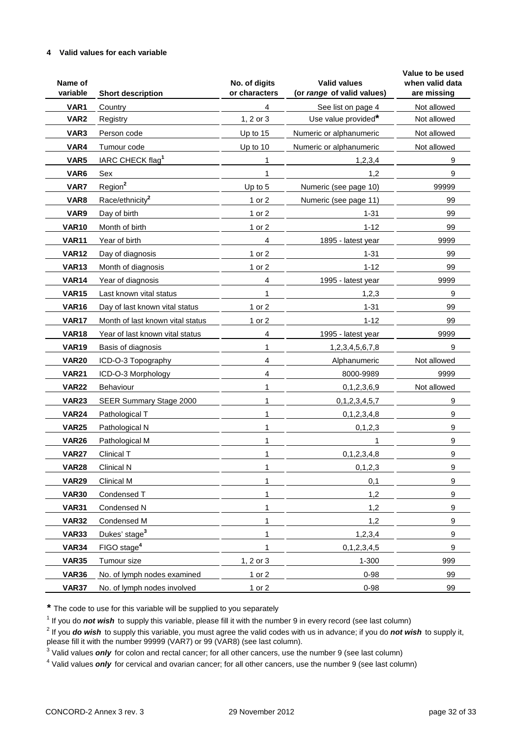## 4 Valid values for each variable

| Name of variable | Short description | No. of digits or characters | Valid values (or *range* of valid values) | Value to be used when valid data are missing |
|---|---|---|---|---|
| **VAR1** | Country | 4 | See list on page 4 | Not allowed |
| **VAR2** | Registry | 1, 2 or 3 | Use value provided* | Not allowed |
| **VAR3** | Person code | Up to 15 | Numeric or alphanumeric | Not allowed |
| **VAR4** | Tumour code | Up to 10 | Numeric or alphanumeric | Not allowed |
| **VAR5** | IARC CHECK flag[1] | 1 | 1,2,3,4 | 9 |
| **VAR6** | Sex | 1 | 1,2 | 9 |
| **VAR7** | Region[2] | Up to 5 | Numeric (see page 10) | 99999 |
| **VAR8** | Race/ethnicity[2] | 1 or 2 | Numeric (see page 11) | 99 |
| **VAR9** | Day of birth | 1 or 2 | 1-31 | 99 |
| **VAR10** | Month of birth | 1 or 2 | 1-12 | 99 |
| **VAR11** | Year of birth | 4 | 1895 - latest year | 9999 |
| **VAR12** | Day of diagnosis | 1 or 2 | 1-31 | 99 |
| **VAR13** | Month of diagnosis | 1 or 2 | 1-12 | 99 |
| **VAR14** | Year of diagnosis | 4 | 1995 - latest year | 9999 |
| **VAR15** | Last known vital status | 1 | 1,2,3 | 9 |
| **VAR16** | Day of last known vital status | 1 or 2 | 1-31 | 99 |
| **VAR17** | Month of last known vital status | 1 or 2 | 1-12 | 99 |
| **VAR18** | Year of last known vital status | 4 | 1995 - latest year | 9999 |
| **VAR19** | Basis of diagnosis | 1 | 1,2,3,4,5,6,7,8 | 9 |
| **VAR20** | ICD-O-3 Topography | 4 | Alphanumeric | Not allowed |
| **VAR21** | ICD-O-3 Morphology | 4 | 8000-9989 | 9999 |
| **VAR22** | Behaviour | 1 | 0,1,2,3,6,9 | Not allowed |
| **VAR23** | SEER Summary Stage 2000 | 1 | 0,1,2,3,4,5,7 | 9 |
| **VAR24** | Pathological T | 1 | 0,1,2,3,4,8 | 9 |
| **VAR25** | Pathological N | 1 | 0,1,2,3 | 9 |
| **VAR26** | Pathological M | 1 | 1 | 9 |
| **VAR27** | Clinical T | 1 | 0,1,2,3,4,8 | 9 |
| **VAR28** | Clinical N | 1 | 0,1,2,3 | 9 |
| **VAR29** | Clinical M | 1 | 0,1 | 9 |
| **VAR30** | Condensed T | 1 | 1,2 | 9 |
| **VAR31** | Condensed N | 1 | 1,2 | 9 |
| **VAR32** | Condensed M | 1 | 1,2 | 9 |
| **VAR33** | Dukes' stage[3] | 1 | 1,2,3,4 | 9 |
| **VAR34** | FIGO stage[4] | 1 | 0,1,2,3,4,5 | 9 |
| **VAR35** | Tumour size | 1, 2 or 3 | 1-300 | 999 |
| **VAR36** | No. of lymph nodes examined | 1 or 2 | 0-98 | 99 |
| **VAR37** | No. of lymph nodes involved | 1 or 2 | 0-98 | 99 |

\* The code to use for this variable will be supplied to you separately

[1] If you do ***not wish*** to supply this variable, please fill it with the number 9 in every record (see last column)

[2] If you ***do wish*** to supply this variable, you must agree the valid codes with us in advance; if you do ***not wish*** to supply it, please fill it with the number 99999 (VAR7) or 99 (VAR8) (see last column).

[3] Valid values ***only*** for colon and rectal cancer; for all other cancers, use the number 9 (see last column)

[4] Valid values ***only*** for cervical and ovarian cancer; for all other cancers, use the number 9 (see last column)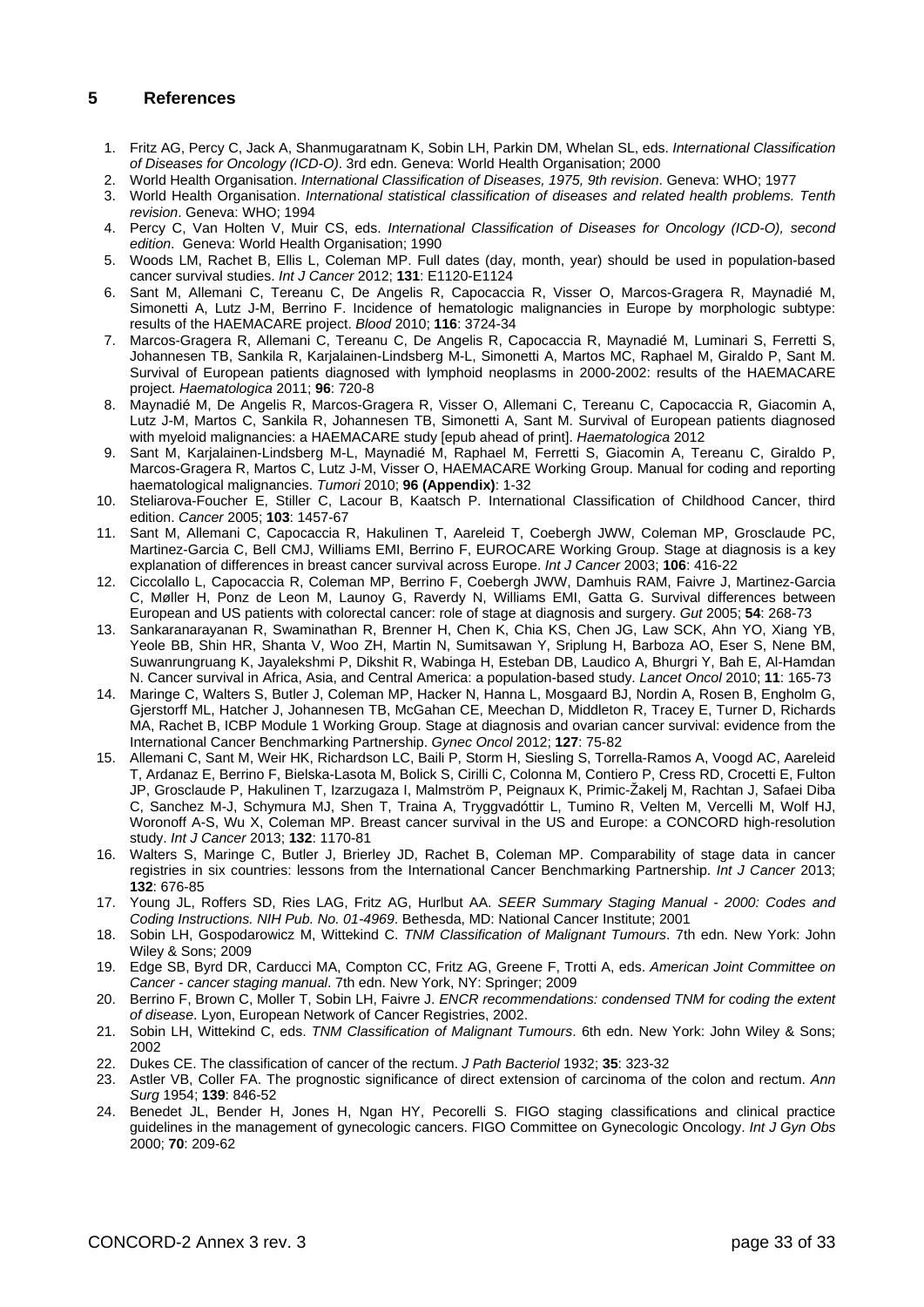## 5 References

1. Fritz AG, Percy C, Jack A, Shanmugaratnam K, Sobin LH, Parkin DM, Whelan SL, eds. *International Classification of Diseases for Oncology (ICD-O)*. 3rd edn. Geneva: World Health Organisation; 2000
2. World Health Organisation. *International Classification of Diseases, 1975, 9th revision*. Geneva: WHO; 1977
3. World Health Organisation. *International statistical classification of diseases and related health problems. Tenth revision*. Geneva: WHO; 1994
4. Percy C, Van Holten V, Muir CS, eds. *International Classification of Diseases for Oncology (ICD-O), second edition*. Geneva: World Health Organisation; 1990
5. Woods LM, Rachet B, Ellis L, Coleman MP. Full dates (day, month, year) should be used in population-based cancer survival studies. *Int J Cancer* 2012; **131**: E1120-E1124
6. Sant M, Allemani C, Tereanu C, De Angelis R, Capocaccia R, Visser O, Marcos-Gragera R, Maynadié M, Simonetti A, Lutz J-M, Berrino F. Incidence of hematologic malignancies in Europe by morphologic subtype: results of the HAEMACARE project. *Blood* 2010; **116**: 3724-34
7. Marcos-Gragera R, Allemani C, Tereanu C, De Angelis R, Capocaccia R, Maynadié M, Luminari S, Ferretti S, Johannesen TB, Sankila R, Karjalainen-Lindsberg M-L, Simonetti A, Martos MC, Raphael M, Giraldo P, Sant M. Survival of European patients diagnosed with lymphoid neoplasms in 2000-2002: results of the HAEMACARE project. *Haematologica* 2011; **96**: 720-8
8. Maynadié M, De Angelis R, Marcos-Gragera R, Visser O, Allemani C, Tereanu C, Capocaccia R, Giacomin A, Lutz J-M, Martos C, Sankila R, Johannesen TB, Simonetti A, Sant M. Survival of European patients diagnosed with myeloid malignancies: a HAEMACARE study [epub ahead of print]. *Haematologica* 2012
9. Sant M, Karjalainen-Lindsberg M-L, Maynadié M, Raphael M, Ferretti S, Giacomin A, Tereanu C, Giraldo P, Marcos-Gragera R, Martos C, Lutz J-M, Visser O, HAEMACARE Working Group. Manual for coding and reporting haematological malignancies. *Tumori* 2010; **96 (Appendix)**: 1-32
10. Steliarova-Foucher E, Stiller C, Lacour B, Kaatsch P. International Classification of Childhood Cancer, third edition. *Cancer* 2005; **103**: 1457-67
11. Sant M, Allemani C, Capocaccia R, Hakulinen T, Aareleid T, Coebergh JWW, Coleman MP, Grosclaude PC, Martinez-Garcia C, Bell CMJ, Williams EMI, Berrino F, EUROCARE Working Group. Stage at diagnosis is a key explanation of differences in breast cancer survival across Europe. *Int J Cancer* 2003; **106**: 416-22
12. Ciccolallo L, Capocaccia R, Coleman MP, Berrino F, Coebergh JWW, Damhuis RAM, Faivre J, Martinez-Garcia C, Møller H, Ponz de Leon M, Launoy G, Raverdy N, Williams EMI, Gatta G. Survival differences between European and US patients with colorectal cancer: role of stage at diagnosis and surgery. *Gut* 2005; **54**: 268-73
13. Sankaranarayanan R, Swaminathan R, Brenner H, Chen K, Chia KS, Chen JG, Law SCK, Ahn YO, Xiang YB, Yeole BB, Shin HR, Shanta V, Woo ZH, Martin N, Sumitsawan Y, Sriplung H, Barboza AO, Eser S, Nene BM, Suwanrungruang K, Jayalekshmi P, Dikshit R, Wabinga H, Esteban DB, Laudico A, Bhurgri Y, Bah E, Al-Hamdan N. Cancer survival in Africa, Asia, and Central America: a population-based study. *Lancet Oncol* 2010; **11**: 165-73
14. Maringe C, Walters S, Butler J, Coleman MP, Hacker N, Hanna L, Mosgaard BJ, Nordin A, Rosen B, Engholm G, Gjerstorff ML, Hatcher J, Johannesen TB, McGahan CE, Meechan D, Middleton R, Tracey E, Turner D, Richards MA, Rachet B, ICBP Module 1 Working Group. Stage at diagnosis and ovarian cancer survival: evidence from the International Cancer Benchmarking Partnership. *Gynec Oncol* 2012; **127**: 75-82
15. Allemani C, Sant M, Weir HK, Richardson LC, Baili P, Storm H, Siesling S, Torrella-Ramos A, Voogd AC, Aareleid T, Ardanaz E, Berrino F, Bielska-Lasota M, Bolick S, Cirilli C, Colonna M, Contiero P, Cress RD, Crocetti E, Fulton JP, Grosclaude P, Hakulinen T, Izarzugaza I, Malmström P, Peignaux K, Primic-Žakelj M, Rachtan J, Safaei Diba C, Sanchez M-J, Schymura MJ, Shen T, Traina A, Tryggvadóttir L, Tumino R, Velten M, Vercelli M, Wolf HJ, Woronoff A-S, Wu X, Coleman MP. Breast cancer survival in the US and Europe: a CONCORD high-resolution study. *Int J Cancer* 2013; **132**: 1170-81
16. Walters S, Maringe C, Butler J, Brierley JD, Rachet B, Coleman MP. Comparability of stage data in cancer registries in six countries: lessons from the International Cancer Benchmarking Partnership. *Int J Cancer* 2013; **132**: 676-85
17. Young JL, Roffers SD, Ries LAG, Fritz AG, Hurlbut AA. *SEER Summary Staging Manual - 2000: Codes and Coding Instructions. NIH Pub. No. 01-4969*. Bethesda, MD: National Cancer Institute; 2001
18. Sobin LH, Gospodarowicz M, Wittekind C. *TNM Classification of Malignant Tumours*. 7th edn. New York: John Wiley & Sons; 2009
19. Edge SB, Byrd DR, Carducci MA, Compton CC, Fritz AG, Greene F, Trotti A, eds. *American Joint Committee on Cancer - cancer staging manual*. 7th edn. New York, NY: Springer; 2009
20. Berrino F, Brown C, Moller T, Sobin LH, Faivre J. *ENCR recommendations: condensed TNM for coding the extent of disease*. Lyon, European Network of Cancer Registries, 2002.
21. Sobin LH, Wittekind C, eds. *TNM Classification of Malignant Tumours*. 6th edn. New York: John Wiley & Sons; 2002
22. Dukes CE. The classification of cancer of the rectum. *J Path Bacteriol* 1932; **35**: 323-32
23. Astler VB, Coller FA. The prognostic significance of direct extension of carcinoma of the colon and rectum. *Ann Surg* 1954; **139**: 846-52
24. Benedet JL, Bender H, Jones H, Ngan HY, Pecorelli S. FIGO staging classifications and clinical practice guidelines in the management of gynecologic cancers. FIGO Committee on Gynecologic Oncology. *Int J Gyn Obs* 2000; **70**: 209-62